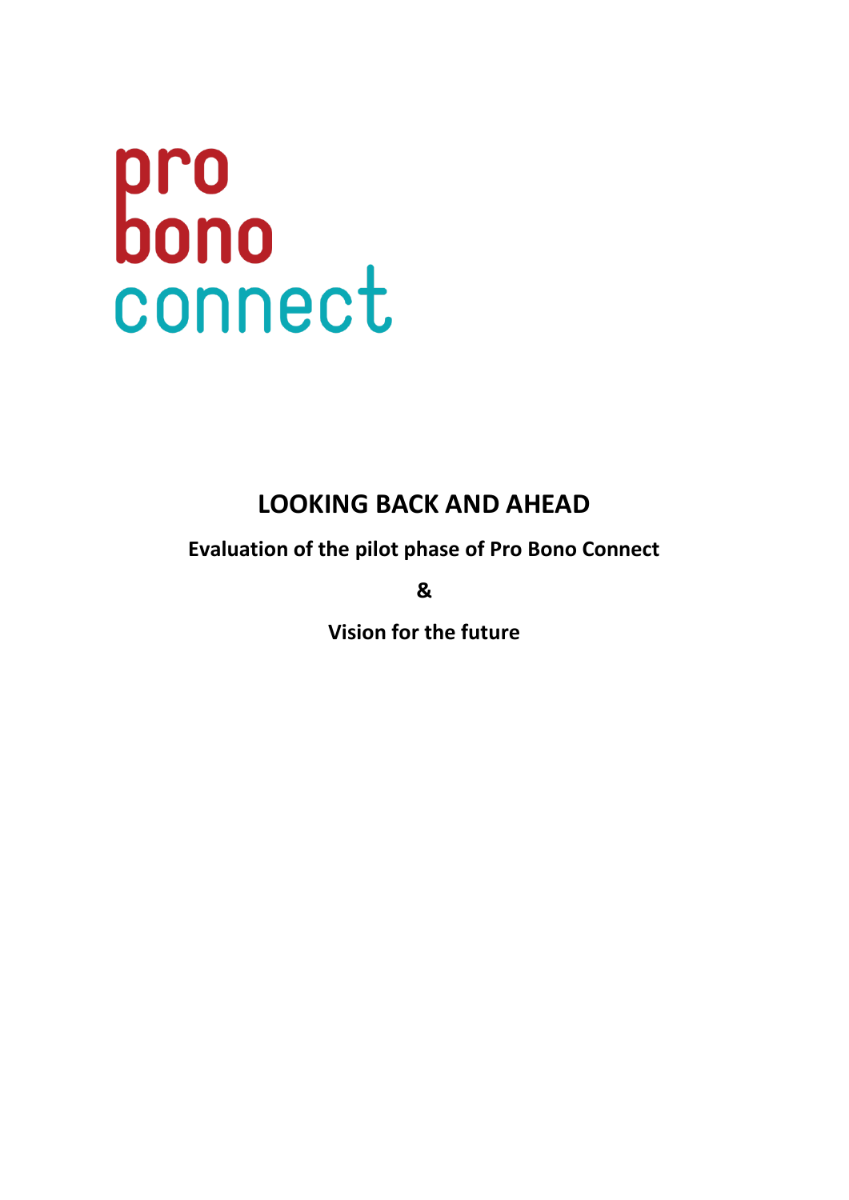pro
bono
connect

# LOOKING BACK AND AHEAD

**Evaluation of the pilot phase of Pro Bono Connect**

**&**

**Vision for the future**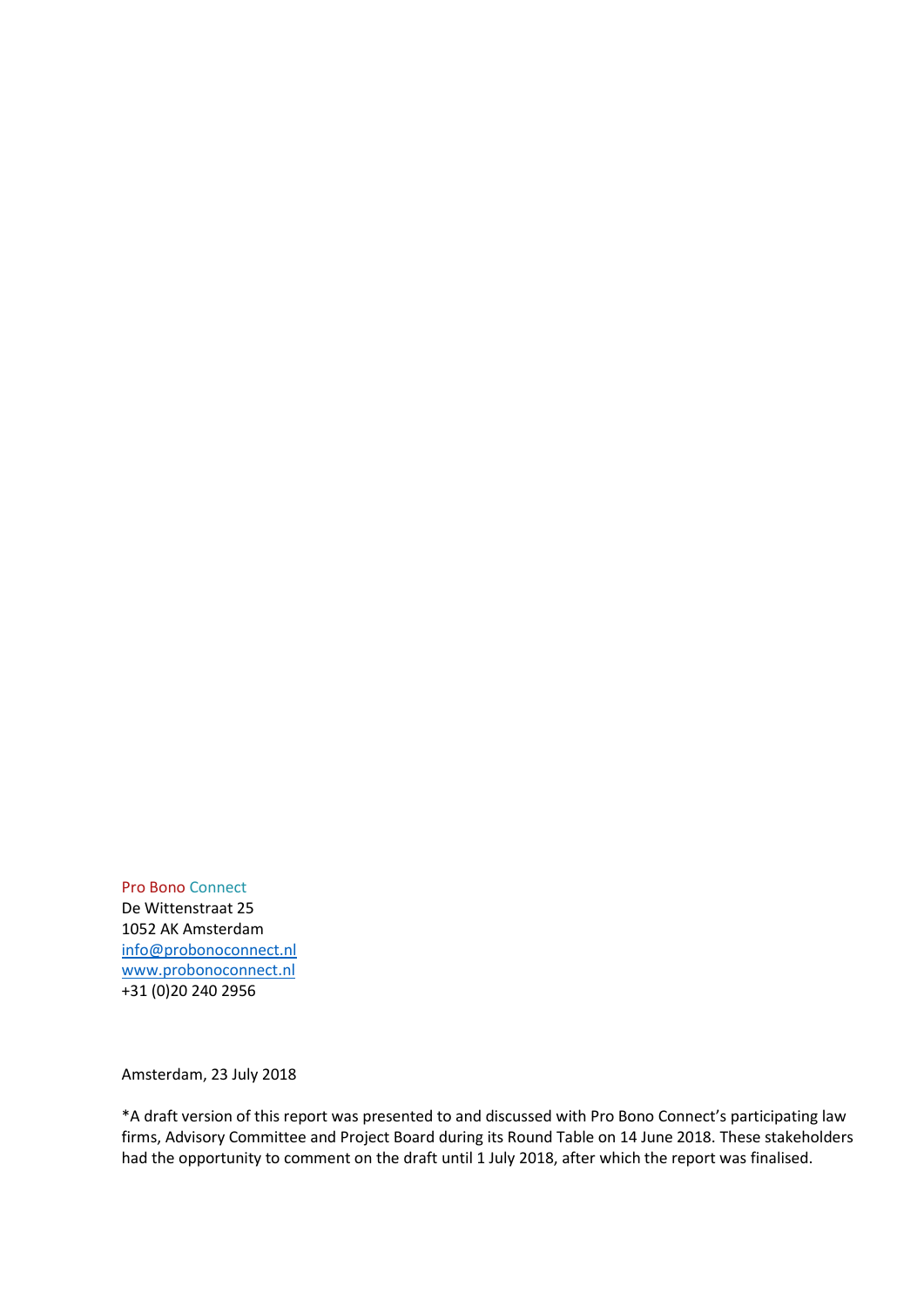Pro Bono Connect  
De Wittenstraat 25  
1052 AK Amsterdam  
[info@probonoconnect.nl](mailto:info@probonoconnect.nl)  
[www.probonoconnect.nl](http://www.probonoconnect.nl)  
+31 (0)20 240 2956

Amsterdam, 23 July 2018

*A draft version of this report was presented to and discussed with Pro Bono Connect's participating law firms, Advisory Committee and Project Board during its Round Table on 14 June 2018. These stakeholders had the opportunity to comment on the draft until 1 July 2018, after which the report was finalised.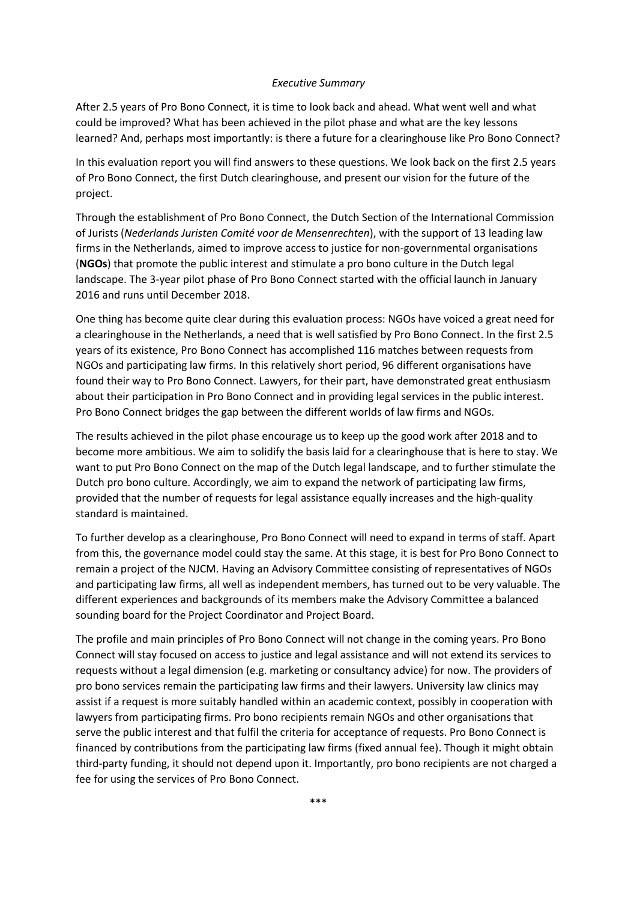*Executive Summary*

After 2.5 years of Pro Bono Connect, it is time to look back and ahead. What went well and what could be improved? What has been achieved in the pilot phase and what are the key lessons learned? And, perhaps most importantly: is there a future for a clearinghouse like Pro Bono Connect?

In this evaluation report you will find answers to these questions. We look back on the first 2.5 years of Pro Bono Connect, the first Dutch clearinghouse, and present our vision for the future of the project.

Through the establishment of Pro Bono Connect, the Dutch Section of the International Commission of Jurists (*Nederlands Juristen Comité voor de Mensenrechten*), with the support of 13 leading law firms in the Netherlands, aimed to improve access to justice for non-governmental organisations (**NGOs**) that promote the public interest and stimulate a pro bono culture in the Dutch legal landscape. The 3-year pilot phase of Pro Bono Connect started with the official launch in January 2016 and runs until December 2018.

One thing has become quite clear during this evaluation process: NGOs have voiced a great need for a clearinghouse in the Netherlands, a need that is well satisfied by Pro Bono Connect. In the first 2.5 years of its existence, Pro Bono Connect has accomplished 116 matches between requests from NGOs and participating law firms. In this relatively short period, 96 different organisations have found their way to Pro Bono Connect. Lawyers, for their part, have demonstrated great enthusiasm about their participation in Pro Bono Connect and in providing legal services in the public interest. Pro Bono Connect bridges the gap between the different worlds of law firms and NGOs.

The results achieved in the pilot phase encourage us to keep up the good work after 2018 and to become more ambitious. We aim to solidify the basis laid for a clearinghouse that is here to stay. We want to put Pro Bono Connect on the map of the Dutch legal landscape, and to further stimulate the Dutch pro bono culture. Accordingly, we aim to expand the network of participating law firms, provided that the number of requests for legal assistance equally increases and the high-quality standard is maintained.

To further develop as a clearinghouse, Pro Bono Connect will need to expand in terms of staff. Apart from this, the governance model could stay the same. At this stage, it is best for Pro Bono Connect to remain a project of the NJCM. Having an Advisory Committee consisting of representatives of NGOs and participating law firms, all well as independent members, has turned out to be very valuable. The different experiences and backgrounds of its members make the Advisory Committee a balanced sounding board for the Project Coordinator and Project Board.

The profile and main principles of Pro Bono Connect will not change in the coming years. Pro Bono Connect will stay focused on access to justice and legal assistance and will not extend its services to requests without a legal dimension (e.g. marketing or consultancy advice) for now. The providers of pro bono services remain the participating law firms and their lawyers. University law clinics may assist if a request is more suitably handled within an academic context, possibly in cooperation with lawyers from participating firms. Pro bono recipients remain NGOs and other organisations that serve the public interest and that fulfil the criteria for acceptance of requests. Pro Bono Connect is financed by contributions from the participating law firms (fixed annual fee). Though it might obtain third-party funding, it should not depend upon it. Importantly, pro bono recipients are not charged a fee for using the services of Pro Bono Connect.

\*\*\*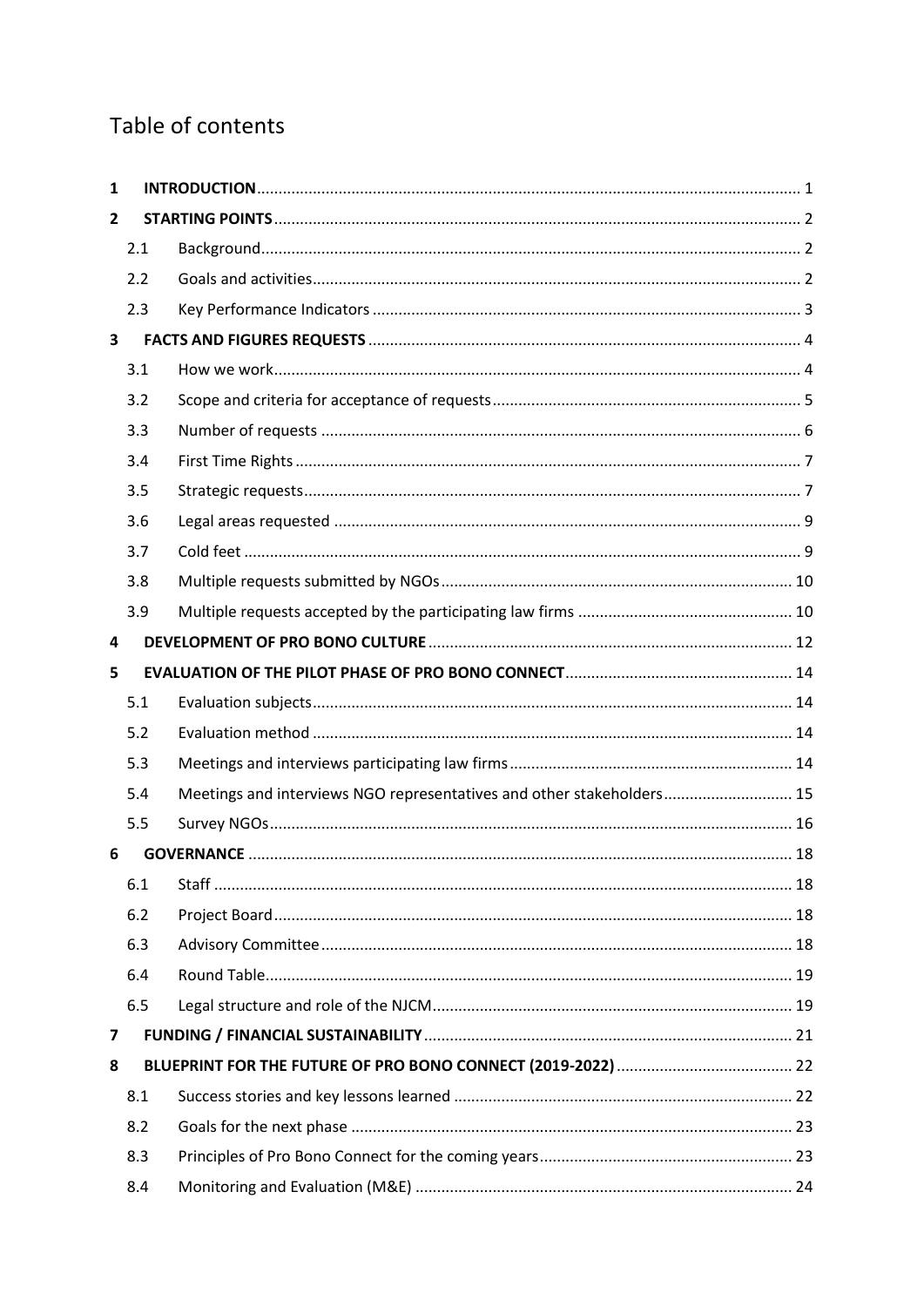# Table of contents

| | | | |
|---|---|---|---|
| **1** | | **INTRODUCTION** | 1 |
| **2** | | **STARTING POINTS** | 2 |
| | 2.1 | Background | 2 |
| | 2.2 | Goals and activities | 2 |
| | 2.3 | Key Performance Indicators | 3 |
| **3** | | **FACTS AND FIGURES REQUESTS** | 4 |
| | 3.1 | How we work | 4 |
| | 3.2 | Scope and criteria for acceptance of requests | 5 |
| | 3.3 | Number of requests | 6 |
| | 3.4 | First Time Rights | 7 |
| | 3.5 | Strategic requests | 7 |
| | 3.6 | Legal areas requested | 9 |
| | 3.7 | Cold feet | 9 |
| | 3.8 | Multiple requests submitted by NGOs | 10 |
| | 3.9 | Multiple requests accepted by the participating law firms | 10 |
| **4** | | **DEVELOPMENT OF PRO BONO CULTURE** | 12 |
| **5** | | **EVALUATION OF THE PILOT PHASE OF PRO BONO CONNECT** | 14 |
| | 5.1 | Evaluation subjects | 14 |
| | 5.2 | Evaluation method | 14 |
| | 5.3 | Meetings and interviews participating law firms | 14 |
| | 5.4 | Meetings and interviews NGO representatives and other stakeholders | 15 |
| | 5.5 | Survey NGOs | 16 |
| **6** | | **GOVERNANCE** | 18 |
| | 6.1 | Staff | 18 |
| | 6.2 | Project Board | 18 |
| | 6.3 | Advisory Committee | 18 |
| | 6.4 | Round Table | 19 |
| | 6.5 | Legal structure and role of the NJCM | 19 |
| **7** | | **FUNDING / FINANCIAL SUSTAINABILITY** | 21 |
| **8** | | **BLUEPRINT FOR THE FUTURE OF PRO BONO CONNECT (2019-2022)** | 22 |
| | 8.1 | Success stories and key lessons learned | 22 |
| | 8.2 | Goals for the next phase | 23 |
| | 8.3 | Principles of Pro Bono Connect for the coming years | 23 |
| | 8.4 | Monitoring and Evaluation (M&E) | 24 |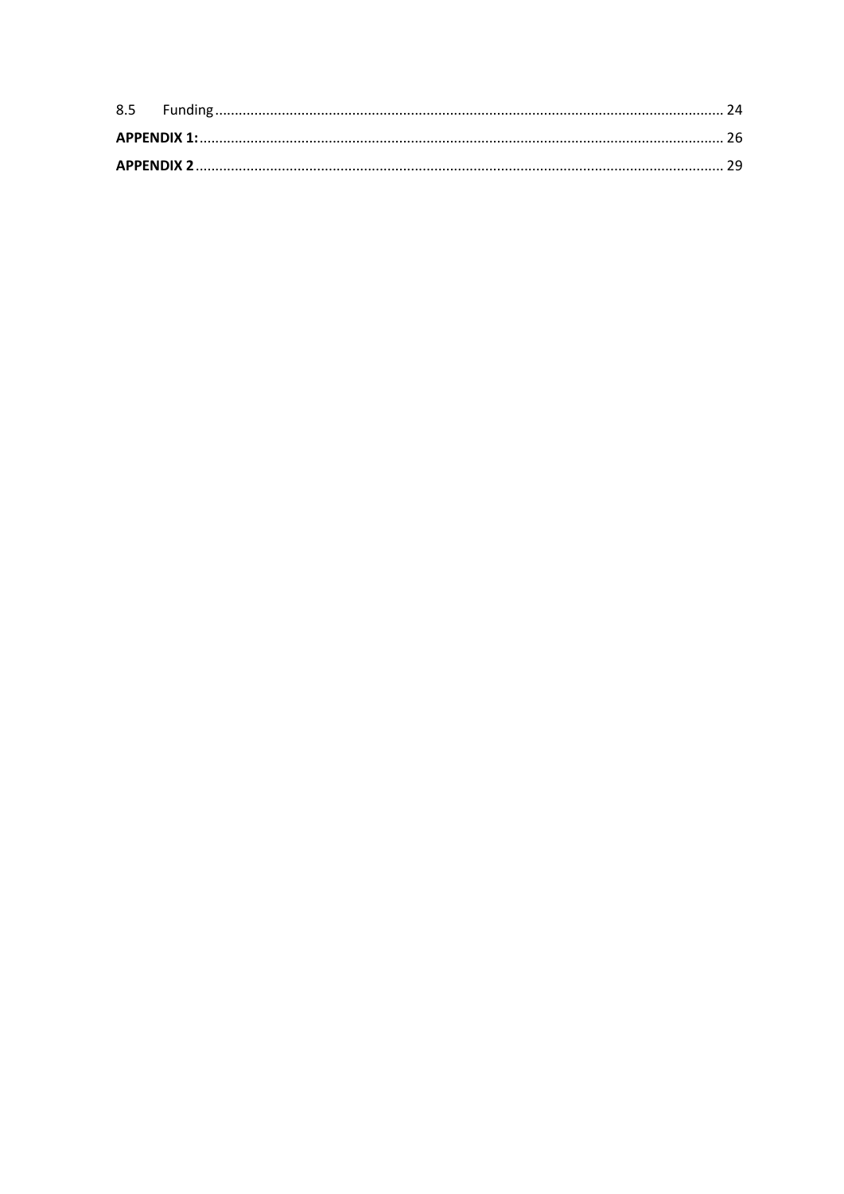8.5 Funding ........................................................................................................................ 24

**APPENDIX 1:** ........................................................................................................................ 26

**APPENDIX 2** ........................................................................................................................ 29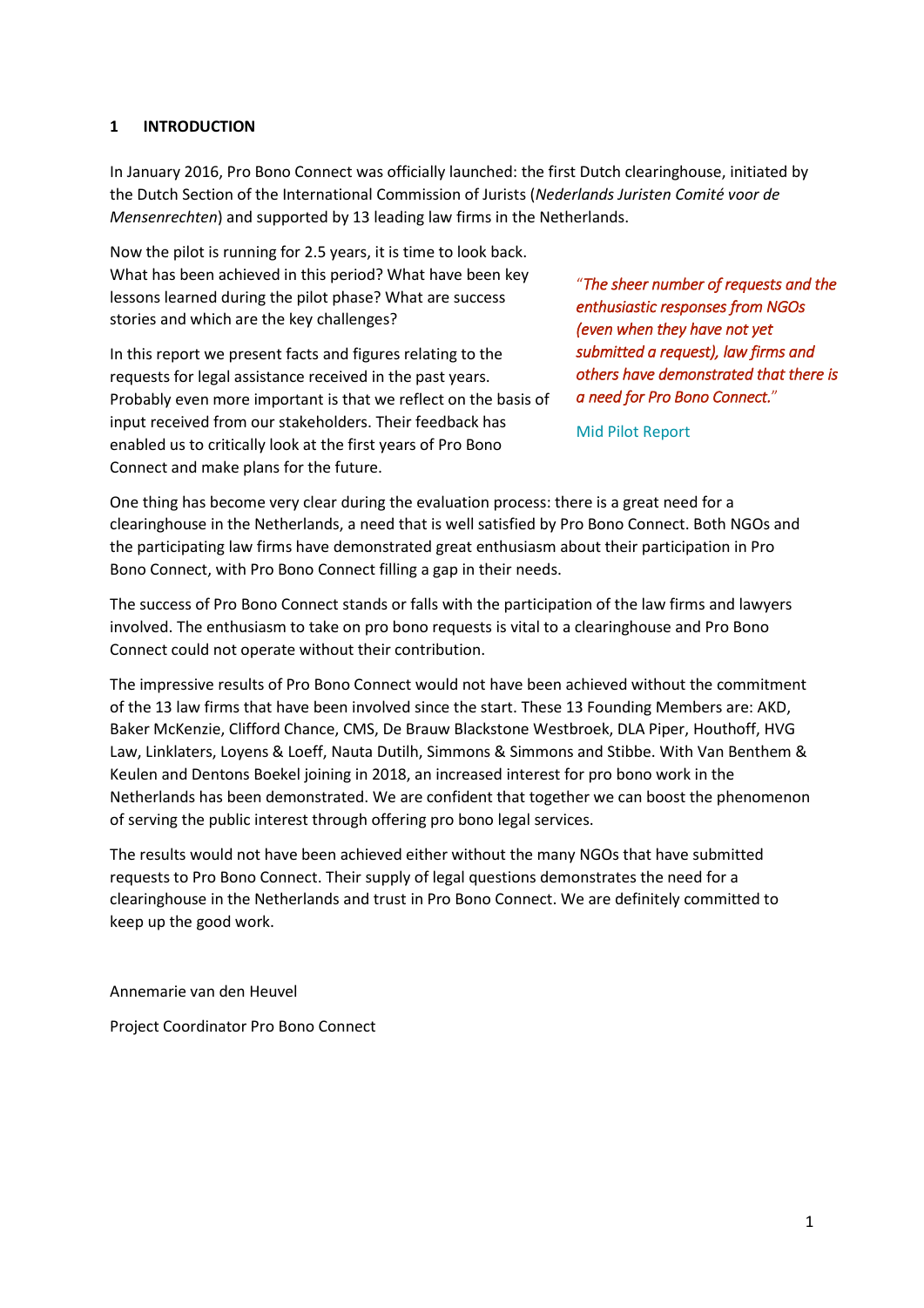# 1 INTRODUCTION

In January 2016, Pro Bono Connect was officially launched: the first Dutch clearinghouse, initiated by the Dutch Section of the International Commission of Jurists (*Nederlands Juristen Comité voor de Mensenrechten*) and supported by 13 leading law firms in the Netherlands.

Now the pilot is running for 2.5 years, it is time to look back. What has been achieved in this period? What have been key lessons learned during the pilot phase? What are success stories and which are the key challenges?

In this report we present facts and figures relating to the requests for legal assistance received in the past years. Probably even more important is that we reflect on the basis of input received from our stakeholders. Their feedback has enabled us to critically look at the first years of Pro Bono Connect and make plans for the future.

> *"The sheer number of requests and the enthusiastic responses from NGOs (even when they have not yet submitted a request), law firms and others have demonstrated that there is a need for Pro Bono Connect."*
>
> Mid Pilot Report

One thing has become very clear during the evaluation process: there is a great need for a clearinghouse in the Netherlands, a need that is well satisfied by Pro Bono Connect. Both NGOs and the participating law firms have demonstrated great enthusiasm about their participation in Pro Bono Connect, with Pro Bono Connect filling a gap in their needs.

The success of Pro Bono Connect stands or falls with the participation of the law firms and lawyers involved. The enthusiasm to take on pro bono requests is vital to a clearinghouse and Pro Bono Connect could not operate without their contribution.

The impressive results of Pro Bono Connect would not have been achieved without the commitment of the 13 law firms that have been involved since the start. These 13 Founding Members are: AKD, Baker McKenzie, Clifford Chance, CMS, De Brauw Blackstone Westbroek, DLA Piper, Houthoff, HVG Law, Linklaters, Loyens & Loeff, Nauta Dutilh, Simmons & Simmons and Stibbe. With Van Benthem & Keulen and Dentons Boekel joining in 2018, an increased interest for pro bono work in the Netherlands has been demonstrated. We are confident that together we can boost the phenomenon of serving the public interest through offering pro bono legal services.

The results would not have been achieved either without the many NGOs that have submitted requests to Pro Bono Connect. Their supply of legal questions demonstrates the need for a clearinghouse in the Netherlands and trust in Pro Bono Connect. We are definitely committed to keep up the good work.

Annemarie van den Heuvel

Project Coordinator Pro Bono Connect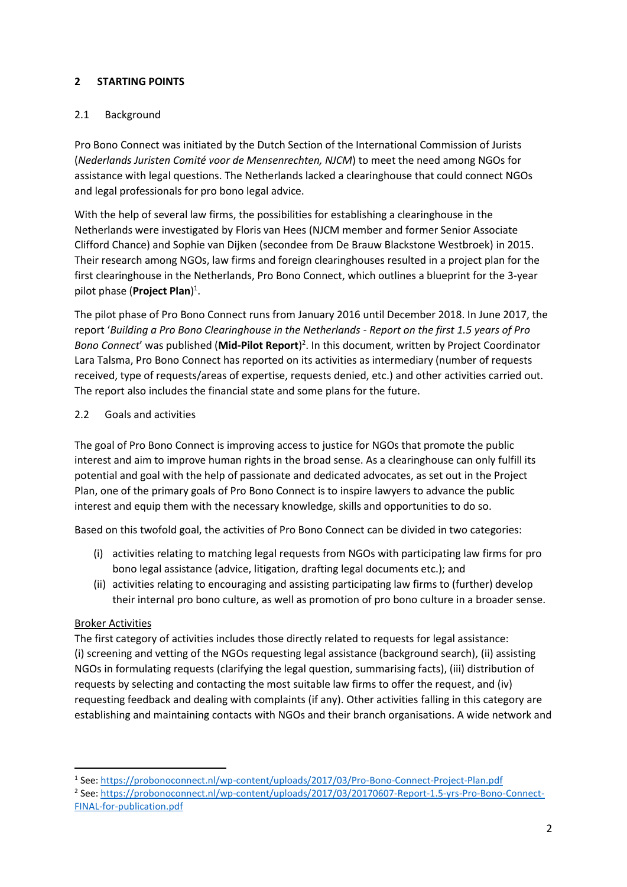## 2 STARTING POINTS

### 2.1 Background

Pro Bono Connect was initiated by the Dutch Section of the International Commission of Jurists (*Nederlands Juristen Comité voor de Mensenrechten, NJCM*) to meet the need among NGOs for assistance with legal questions. The Netherlands lacked a clearinghouse that could connect NGOs and legal professionals for pro bono legal advice.

With the help of several law firms, the possibilities for establishing a clearinghouse in the Netherlands were investigated by Floris van Hees (NJCM member and former Senior Associate Clifford Chance) and Sophie van Dijken (secondee from De Brauw Blackstone Westbroek) in 2015. Their research among NGOs, law firms and foreign clearinghouses resulted in a project plan for the first clearinghouse in the Netherlands, Pro Bono Connect, which outlines a blueprint for the 3-year pilot phase (**Project Plan**)[1].

The pilot phase of Pro Bono Connect runs from January 2016 until December 2018. In June 2017, the report '*Building a Pro Bono Clearinghouse in the Netherlands - Report on the first 1.5 years of Pro Bono Connect*' was published (**Mid-Pilot Report**)[2]. In this document, written by Project Coordinator Lara Talsma, Pro Bono Connect has reported on its activities as intermediary (number of requests received, type of requests/areas of expertise, requests denied, etc.) and other activities carried out. The report also includes the financial state and some plans for the future.

### 2.2 Goals and activities

The goal of Pro Bono Connect is improving access to justice for NGOs that promote the public interest and aim to improve human rights in the broad sense. As a clearinghouse can only fulfill its potential and goal with the help of passionate and dedicated advocates, as set out in the Project Plan, one of the primary goals of Pro Bono Connect is to inspire lawyers to advance the public interest and equip them with the necessary knowledge, skills and opportunities to do so.

Based on this twofold goal, the activities of Pro Bono Connect can be divided in two categories:

(i) activities relating to matching legal requests from NGOs with participating law firms for pro bono legal assistance (advice, litigation, drafting legal documents etc.); and
(ii) activities relating to encouraging and assisting participating law firms to (further) develop their internal pro bono culture, as well as promotion of pro bono culture in a broader sense.

Broker Activities

The first category of activities includes those directly related to requests for legal assistance: (i) screening and vetting of the NGOs requesting legal assistance (background search), (ii) assisting NGOs in formulating requests (clarifying the legal question, summarising facts), (iii) distribution of requests by selecting and contacting the most suitable law firms to offer the request, and (iv) requesting feedback and dealing with complaints (if any). Other activities falling in this category are establishing and maintaining contacts with NGOs and their branch organisations. A wide network and

---

[1] See: https://probonoconnect.nl/wp-content/uploads/2017/03/Pro-Bono-Connect-Project-Plan.pdf

[2] See: https://probonoconnect.nl/wp-content/uploads/2017/03/20170607-Report-1.5-yrs-Pro-Bono-Connect-FINAL-for-publication.pdf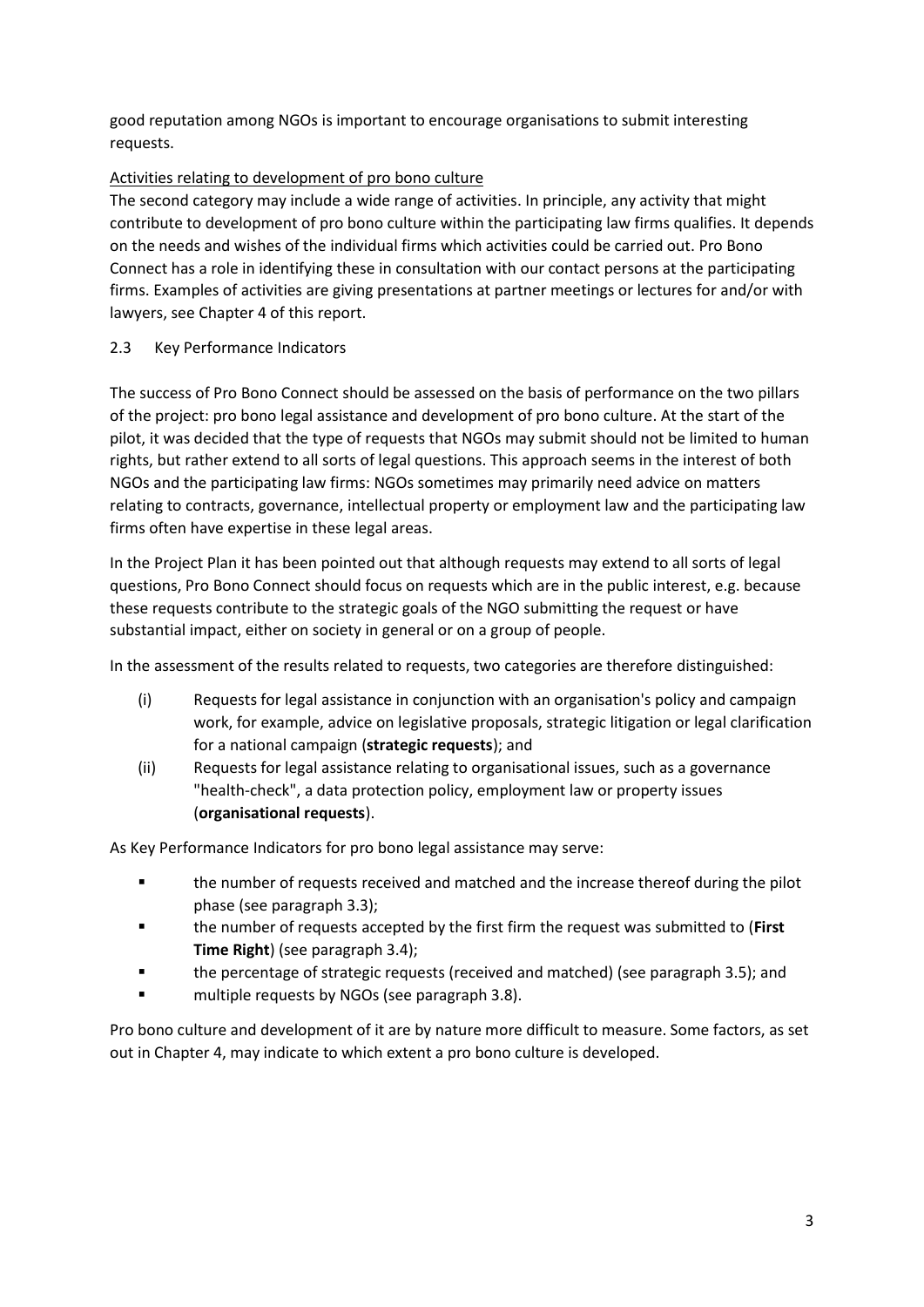good reputation among NGOs is important to encourage organisations to submit interesting requests.

Activities relating to development of pro bono culture

The second category may include a wide range of activities. In principle, any activity that might contribute to development of pro bono culture within the participating law firms qualifies. It depends on the needs and wishes of the individual firms which activities could be carried out. Pro Bono Connect has a role in identifying these in consultation with our contact persons at the participating firms. Examples of activities are giving presentations at partner meetings or lectures for and/or with lawyers, see Chapter 4 of this report.

## 2.3 Key Performance Indicators

The success of Pro Bono Connect should be assessed on the basis of performance on the two pillars of the project: pro bono legal assistance and development of pro bono culture. At the start of the pilot, it was decided that the type of requests that NGOs may submit should not be limited to human rights, but rather extend to all sorts of legal questions. This approach seems in the interest of both NGOs and the participating law firms: NGOs sometimes may primarily need advice on matters relating to contracts, governance, intellectual property or employment law and the participating law firms often have expertise in these legal areas.

In the Project Plan it has been pointed out that although requests may extend to all sorts of legal questions, Pro Bono Connect should focus on requests which are in the public interest, e.g. because these requests contribute to the strategic goals of the NGO submitting the request or have substantial impact, either on society in general or on a group of people.

In the assessment of the results related to requests, two categories are therefore distinguished:

(i) Requests for legal assistance in conjunction with an organisation's policy and campaign work, for example, advice on legislative proposals, strategic litigation or legal clarification for a national campaign (**strategic requests**); and

(ii) Requests for legal assistance relating to organisational issues, such as a governance "health-check", a data protection policy, employment law or property issues (**organisational requests**).

As Key Performance Indicators for pro bono legal assistance may serve:

- the number of requests received and matched and the increase thereof during the pilot phase (see paragraph 3.3);
- the number of requests accepted by the first firm the request was submitted to (**First Time Right**) (see paragraph 3.4);
- the percentage of strategic requests (received and matched) (see paragraph 3.5); and
- multiple requests by NGOs (see paragraph 3.8).

Pro bono culture and development of it are by nature more difficult to measure. Some factors, as set out in Chapter 4, may indicate to which extent a pro bono culture is developed.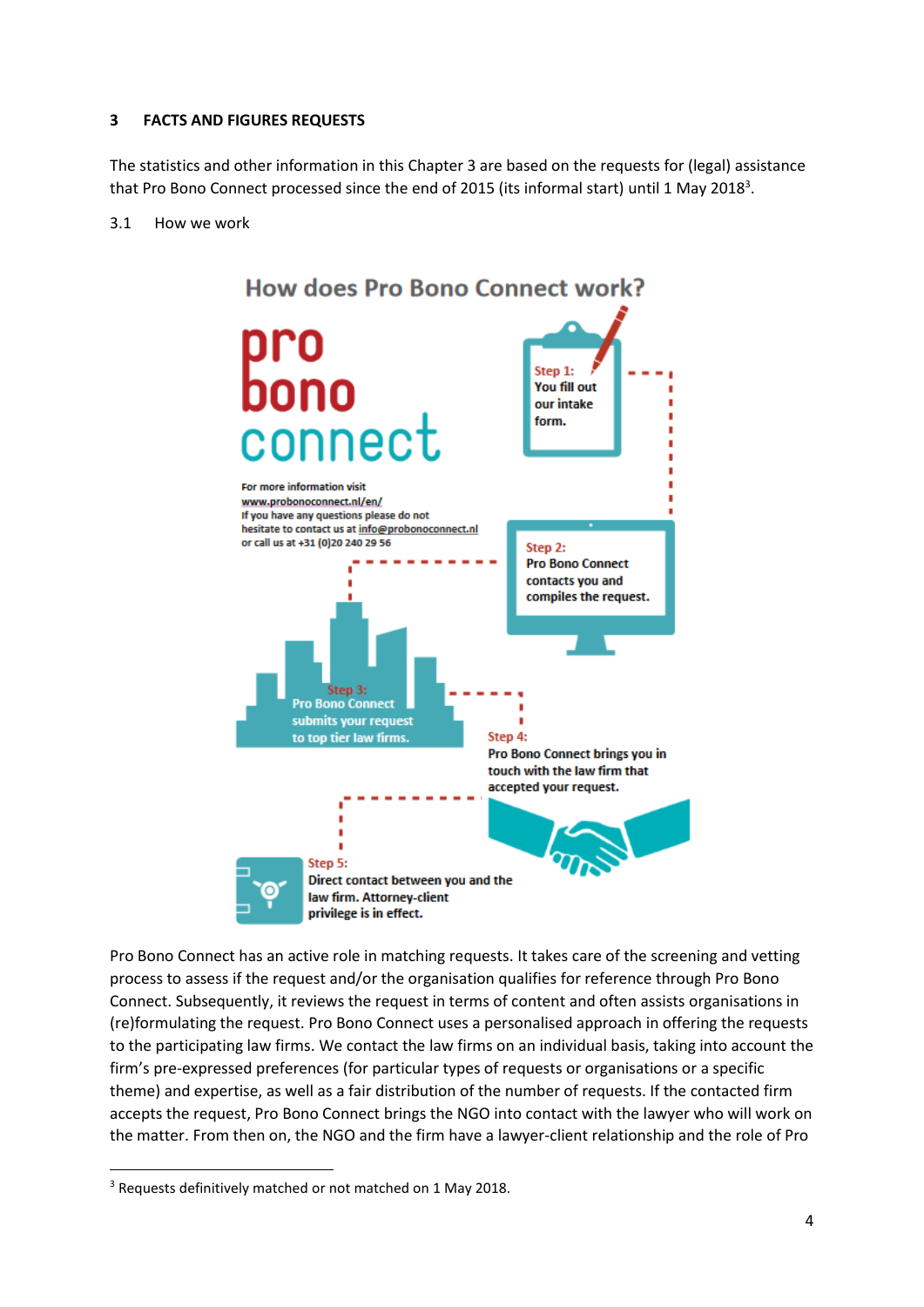## 3 FACTS AND FIGURES REQUESTS

The statistics and other information in this Chapter 3 are based on the requests for (legal) assistance that Pro Bono Connect processed since the end of 2015 (its informal start) until 1 May 2018[3].

### 3.1 How we work

**How does Pro Bono Connect work?**

pro bono connect

For more information visit www.probonoconnect.nl/en/
If you have any questions please do not hesitate to contact us at info@probonoconnect.nl or call us at +31 (0)20 240 29 56

**Step 1:** You fill out our intake form.

**Step 2:** Pro Bono Connect contacts you and compiles the request.

**Step 3:** Pro Bono Connect submits your request to top tier law firms.

**Step 4:** Pro Bono Connect brings you in touch with the law firm that accepted your request.

**Step 5:** Direct contact between you and the law firm. Attorney-client privilege is in effect.

Pro Bono Connect has an active role in matching requests. It takes care of the screening and vetting process to assess if the request and/or the organisation qualifies for reference through Pro Bono Connect. Subsequently, it reviews the request in terms of content and often assists organisations in (re)formulating the request. Pro Bono Connect uses a personalised approach in offering the requests to the participating law firms. We contact the law firms on an individual basis, taking into account the firm's pre-expressed preferences (for particular types of requests or organisations or a specific theme) and expertise, as well as a fair distribution of the number of requests. If the contacted firm accepts the request, Pro Bono Connect brings the NGO into contact with the lawyer who will work on the matter. From then on, the NGO and the firm have a lawyer-client relationship and the role of Pro

---

[3] Requests definitively matched or not matched on 1 May 2018.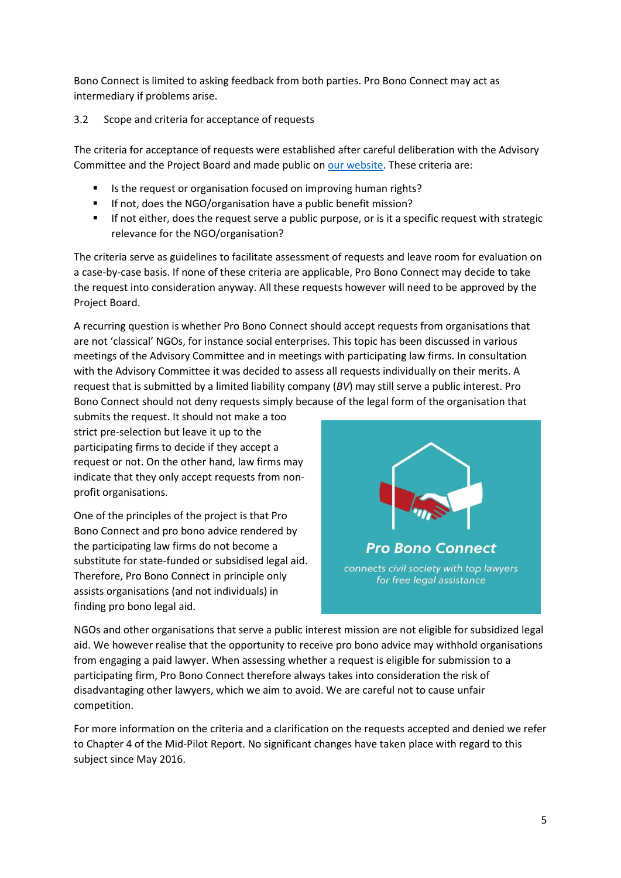Bono Connect is limited to asking feedback from both parties. Pro Bono Connect may act as intermediary if problems arise.

### 3.2 Scope and criteria for acceptance of requests

The criteria for acceptance of requests were established after careful deliberation with the Advisory Committee and the Project Board and made public on [our website](). These criteria are:

- Is the request or organisation focused on improving human rights?
- If not, does the NGO/organisation have a public benefit mission?
- If not either, does the request serve a public purpose, or is it a specific request with strategic relevance for the NGO/organisation?

The criteria serve as guidelines to facilitate assessment of requests and leave room for evaluation on a case-by-case basis. If none of these criteria are applicable, Pro Bono Connect may decide to take the request into consideration anyway. All these requests however will need to be approved by the Project Board.

A recurring question is whether Pro Bono Connect should accept requests from organisations that are not 'classical' NGOs, for instance social enterprises. This topic has been discussed in various meetings of the Advisory Committee and in meetings with participating law firms. In consultation with the Advisory Committee it was decided to assess all requests individually on their merits. A request that is submitted by a limited liability company (*BV*) may still serve a public interest. Pro Bono Connect should not deny requests simply because of the legal form of the organisation that submits the request. It should not make a too strict pre-selection but leave it up to the participating firms to decide if they accept a request or not. On the other hand, law firms may indicate that they only accept requests from non-profit organisations.

One of the principles of the project is that Pro Bono Connect and pro bono advice rendered by the participating law firms do not become a substitute for state-funded or subsidised legal aid. Therefore, Pro Bono Connect in principle only assists organisations (and not individuals) in finding pro bono legal aid.

**Pro Bono Connect**

connects civil society with top lawyers for free legal assistance

NGOs and other organisations that serve a public interest mission are not eligible for subsidized legal aid. We however realise that the opportunity to receive pro bono advice may withhold organisations from engaging a paid lawyer. When assessing whether a request is eligible for submission to a participating firm, Pro Bono Connect therefore always takes into consideration the risk of disadvantaging other lawyers, which we aim to avoid. We are careful not to cause unfair competition.

For more information on the criteria and a clarification on the requests accepted and denied we refer to Chapter 4 of the Mid-Pilot Report. No significant changes have taken place with regard to this subject since May 2016.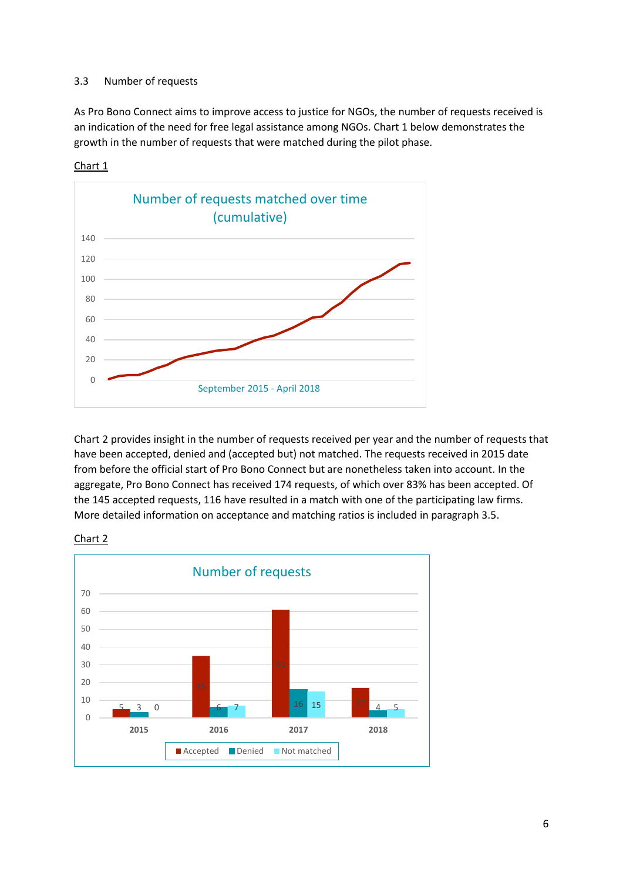### 3.3 Number of requests

As Pro Bono Connect aims to improve access to justice for NGOs, the number of requests received is an indication of the need for free legal assistance among NGOs. Chart 1 below demonstrates the growth in the number of requests that were matched during the pilot phase.

Chart 1

Number of requests matched over time (cumulative)

September 2015 - April 2018

Chart 2 provides insight in the number of requests received per year and the number of requests that have been accepted, denied and (accepted but) not matched. The requests received in 2015 date from before the official start of Pro Bono Connect but are nonetheless taken into account. In the aggregate, Pro Bono Connect has received 174 requests, of which over 83% has been accepted. Of the 145 accepted requests, 116 have resulted in a match with one of the participating law firms. More detailed information on acceptance and matching ratios is included in paragraph 3.5.

Chart 2

Number of requests

| | Accepted | Denied | Not matched |
|---|---|---|---|
| 2015 | 5 | 3 | 0 |
| 2016 | 35 | 6 | 7 |
| 2017 | 61 | 16 | 15 |
| 2018 | 17 | 4 | 5 |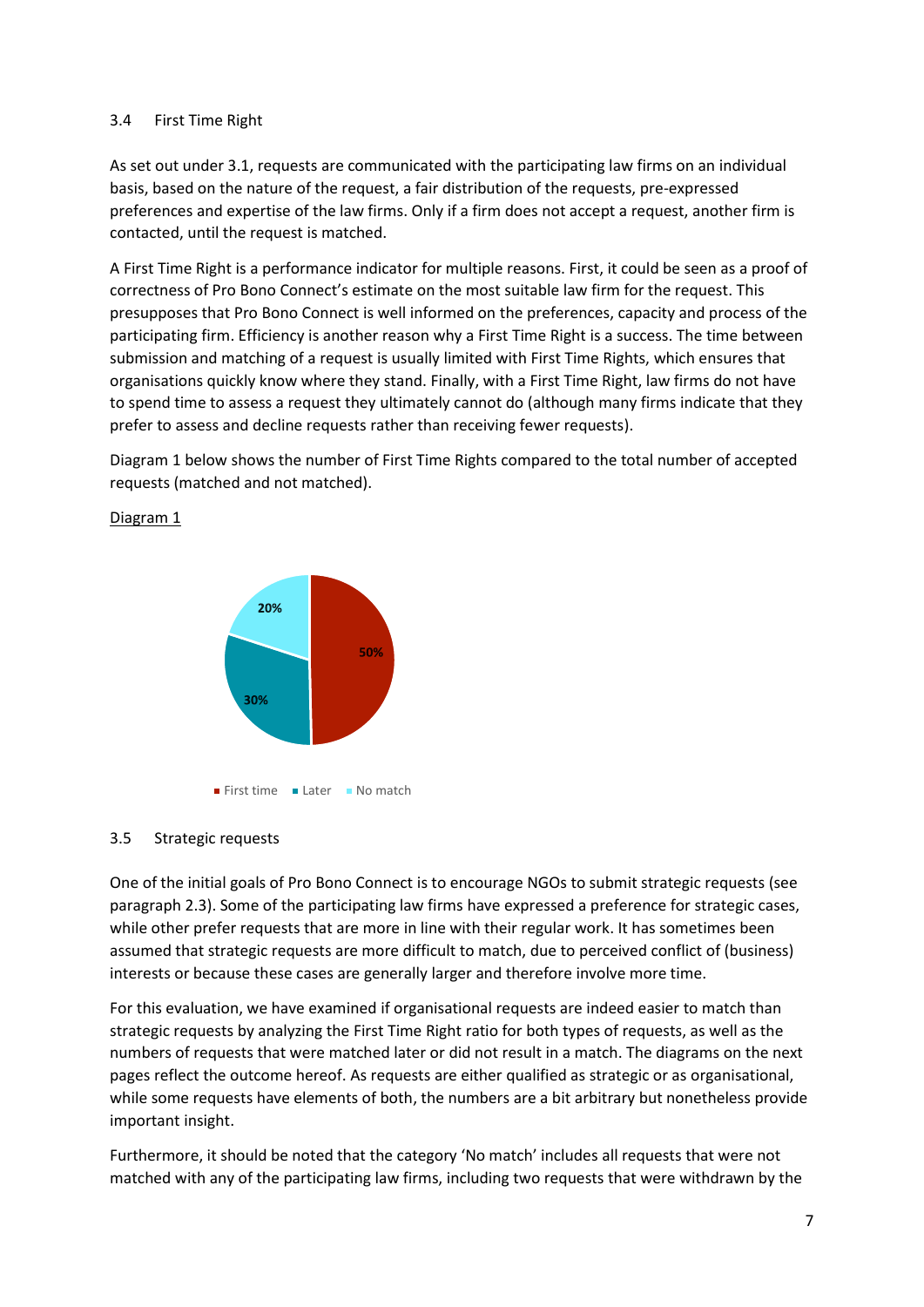### 3.4 First Time Right

As set out under 3.1, requests are communicated with the participating law firms on an individual basis, based on the nature of the request, a fair distribution of the requests, pre-expressed preferences and expertise of the law firms. Only if a firm does not accept a request, another firm is contacted, until the request is matched.

A First Time Right is a performance indicator for multiple reasons. First, it could be seen as a proof of correctness of Pro Bono Connect's estimate on the most suitable law firm for the request. This presupposes that Pro Bono Connect is well informed on the preferences, capacity and process of the participating firm. Efficiency is another reason why a First Time Right is a success. The time between submission and matching of a request is usually limited with First Time Rights, which ensures that organisations quickly know where they stand. Finally, with a First Time Right, law firms do not have to spend time to assess a request they ultimately cannot do (although many firms indicate that they prefer to assess and decline requests rather than receiving fewer requests).

Diagram 1 below shows the number of First Time Rights compared to the total number of accepted requests (matched and not matched).

Diagram 1

| Category | Share |
|---|---|
| First time | 50% |
| Later | 30% |
| No match | 20% |

### 3.5 Strategic requests

One of the initial goals of Pro Bono Connect is to encourage NGOs to submit strategic requests (see paragraph 2.3). Some of the participating law firms have expressed a preference for strategic cases, while other prefer requests that are more in line with their regular work. It has sometimes been assumed that strategic requests are more difficult to match, due to perceived conflict of (business) interests or because these cases are generally larger and therefore involve more time.

For this evaluation, we have examined if organisational requests are indeed easier to match than strategic requests by analyzing the First Time Right ratio for both types of requests, as well as the numbers of requests that were matched later or did not result in a match. The diagrams on the next pages reflect the outcome hereof. As requests are either qualified as strategic or as organisational, while some requests have elements of both, the numbers are a bit arbitrary but nonetheless provide important insight.

Furthermore, it should be noted that the category 'No match' includes all requests that were not matched with any of the participating law firms, including two requests that were withdrawn by the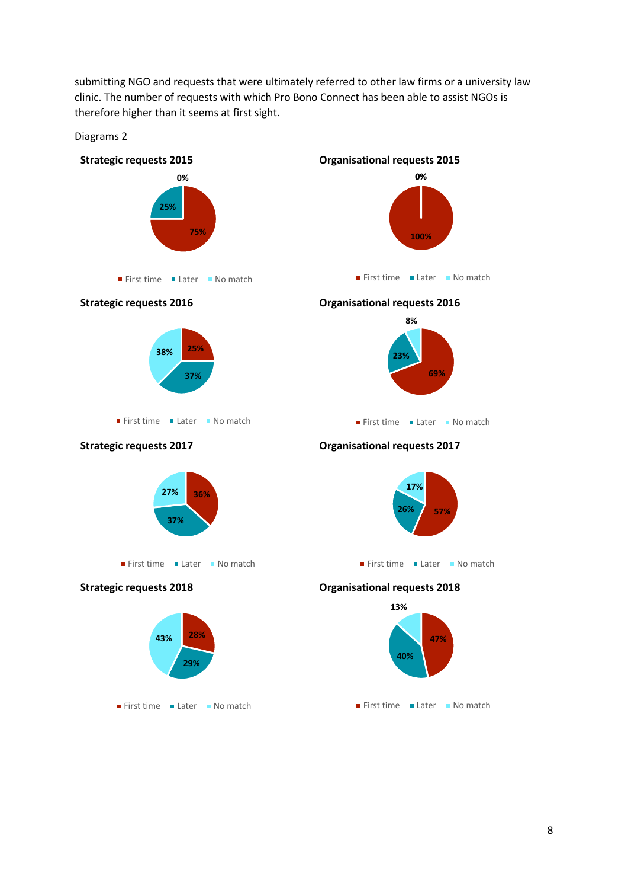submitting NGO and requests that were ultimately referred to other law firms or a university law clinic. The number of requests with which Pro Bono Connect has been able to assist NGOs is therefore higher than it seems at first sight.

Diagrams 2

**Strategic requests 2015**

| First time | Later | No match |
|---|---|---|
| 75% | 25% | 0% |

**Organisational requests 2015**

| First time | Later | No match |
|---|---|---|
| 100% | | 0% |

**Strategic requests 2016**

| First time | Later | No match |
|---|---|---|
| 25% | 37% | 38% |

**Organisational requests 2016**

| First time | Later | No match |
|---|---|---|
| 69% | 23% | 8% |

**Strategic requests 2017**

| First time | Later | No match |
|---|---|---|
| 36% | 37% | 27% |

**Organisational requests 2017**

| First time | Later | No match |
|---|---|---|
| 57% | 26% | 17% |

**Strategic requests 2018**

| First time | Later | No match |
|---|---|---|
| 28% | 29% | 43% |

**Organisational requests 2018**

| First time | Later | No match |
|---|---|---|
| 47% | 40% | 13% |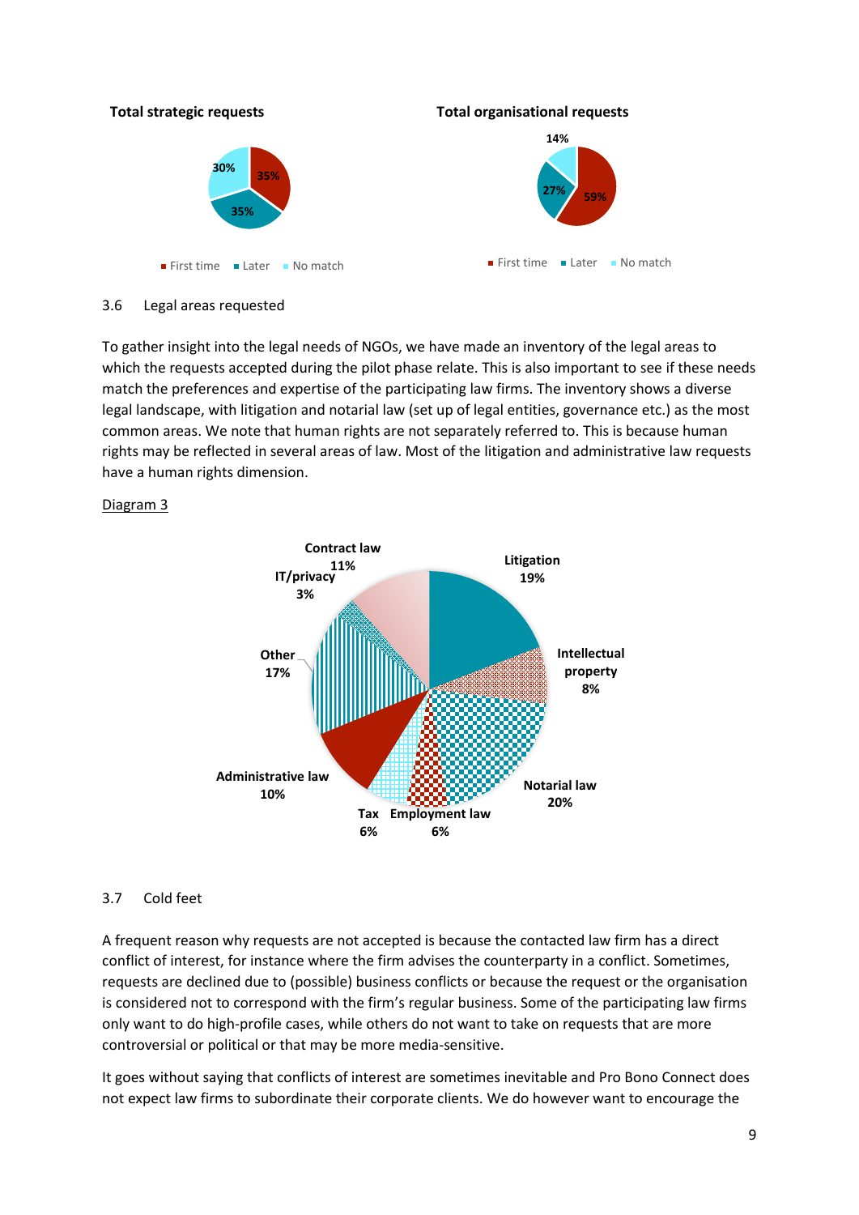**Total strategic requests**

- First time: 35%
- Later: 35%
- No match: 30%

**Total organisational requests**

- First time: 59%
- Later: 27%
- No match: 14%

3.6 Legal areas requested

To gather insight into the legal needs of NGOs, we have made an inventory of the legal areas to which the requests accepted during the pilot phase relate. This is also important to see if these needs match the preferences and expertise of the participating law firms. The inventory shows a diverse legal landscape, with litigation and notarial law (set up of legal entities, governance etc.) as the most common areas. We note that human rights are not separately referred to. This is because human rights may be reflected in several areas of law. Most of the litigation and administrative law requests have a human rights dimension.

Diagram 3

- Litigation 19%
- Intellectual property 8%
- Notarial law 20%
- Employment law 6%
- Tax 6%
- Administrative law 10%
- Other 17%
- IT/privacy 3%
- Contract law 11%

3.7 Cold feet

A frequent reason why requests are not accepted is because the contacted law firm has a direct conflict of interest, for instance where the firm advises the counterparty in a conflict. Sometimes, requests are declined due to (possible) business conflicts or because the request or the organisation is considered not to correspond with the firm's regular business. Some of the participating law firms only want to do high-profile cases, while others do not want to take on requests that are more controversial or political or that may be more media-sensitive.

It goes without saying that conflicts of interest are sometimes inevitable and Pro Bono Connect does not expect law firms to subordinate their corporate clients. We do however want to encourage the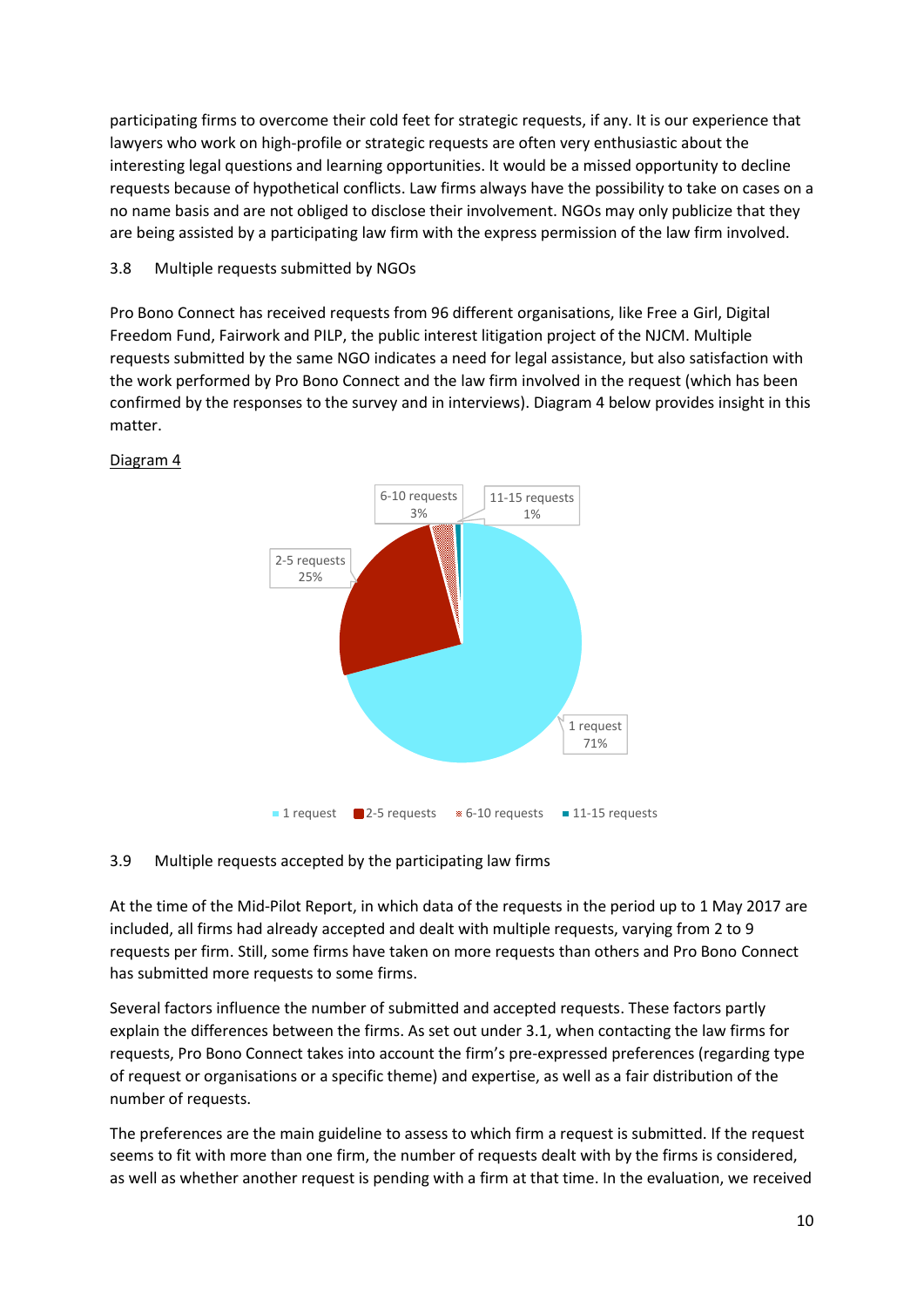participating firms to overcome their cold feet for strategic requests, if any. It is our experience that lawyers who work on high-profile or strategic requests are often very enthusiastic about the interesting legal questions and learning opportunities. It would be a missed opportunity to decline requests because of hypothetical conflicts. Law firms always have the possibility to take on cases on a no name basis and are not obliged to disclose their involvement. NGOs may only publicize that they are being assisted by a participating law firm with the express permission of the law firm involved.

### 3.8 Multiple requests submitted by NGOs

Pro Bono Connect has received requests from 96 different organisations, like Free a Girl, Digital Freedom Fund, Fairwork and PILP, the public interest litigation project of the NJCM. Multiple requests submitted by the same NGO indicates a need for legal assistance, but also satisfaction with the work performed by Pro Bono Connect and the law firm involved in the request (which has been confirmed by the responses to the survey and in interviews). Diagram 4 below provides insight in this matter.

Diagram 4

| Number of requests | Share |
|---|---|
| 1 request | 71% |
| 2-5 requests | 25% |
| 6-10 requests | 3% |
| 11-15 requests | 1% |

### 3.9 Multiple requests accepted by the participating law firms

At the time of the Mid-Pilot Report, in which data of the requests in the period up to 1 May 2017 are included, all firms had already accepted and dealt with multiple requests, varying from 2 to 9 requests per firm. Still, some firms have taken on more requests than others and Pro Bono Connect has submitted more requests to some firms.

Several factors influence the number of submitted and accepted requests. These factors partly explain the differences between the firms. As set out under 3.1, when contacting the law firms for requests, Pro Bono Connect takes into account the firm's pre-expressed preferences (regarding type of request or organisations or a specific theme) and expertise, as well as a fair distribution of the number of requests.

The preferences are the main guideline to assess to which firm a request is submitted. If the request seems to fit with more than one firm, the number of requests dealt with by the firms is considered, as well as whether another request is pending with a firm at that time. In the evaluation, we received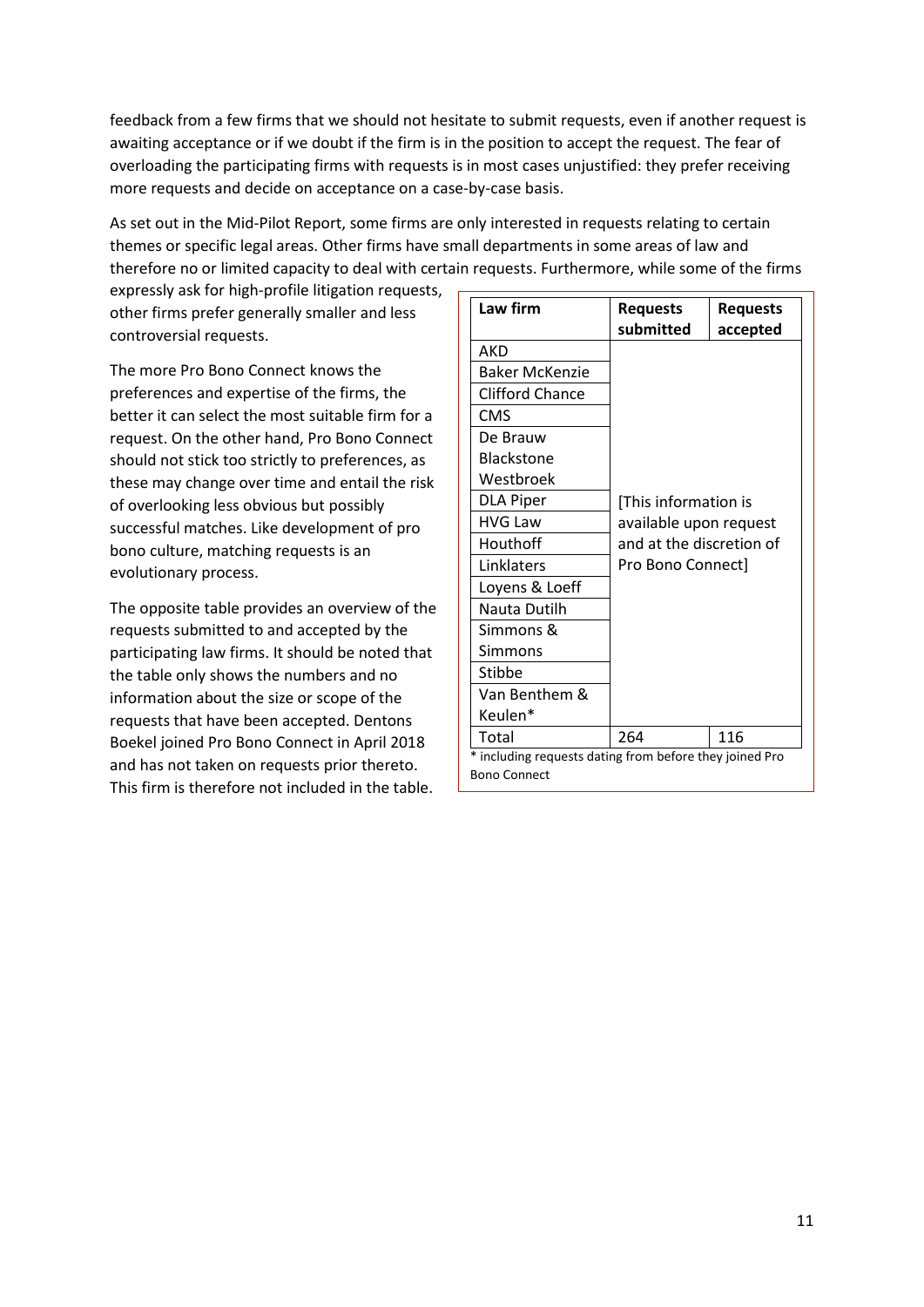feedback from a few firms that we should not hesitate to submit requests, even if another request is awaiting acceptance or if we doubt if the firm is in the position to accept the request. The fear of overloading the participating firms with requests is in most cases unjustified: they prefer receiving more requests and decide on acceptance on a case-by-case basis.

As set out in the Mid-Pilot Report, some firms are only interested in requests relating to certain themes or specific legal areas. Other firms have small departments in some areas of law and therefore no or limited capacity to deal with certain requests. Furthermore, while some of the firms expressly ask for high-profile litigation requests, other firms prefer generally smaller and less controversial requests.

The more Pro Bono Connect knows the preferences and expertise of the firms, the better it can select the most suitable firm for a request. On the other hand, Pro Bono Connect should not stick too strictly to preferences, as these may change over time and entail the risk of overlooking less obvious but possibly successful matches. Like development of pro bono culture, matching requests is an evolutionary process.

The opposite table provides an overview of the requests submitted to and accepted by the participating law firms. It should be noted that the table only shows the numbers and no information about the size or scope of the requests that have been accepted. Dentons Boekel joined Pro Bono Connect in April 2018 and has not taken on requests prior thereto. This firm is therefore not included in the table.

| Law firm | Requests submitted | Requests accepted |
|---|---|---|
| AKD | [This information is available upon request and at the discretion of Pro Bono Connect] | |
| Baker McKenzie | | |
| Clifford Chance | | |
| CMS | | |
| De Brauw Blackstone Westbroek | | |
| DLA Piper | | |
| HVG Law | | |
| Houthoff | | |
| Linklaters | | |
| Loyens & Loeff | | |
| Nauta Dutilh | | |
| Simmons & Simmons | | |
| Stibbe | | |
| Van Benthem & Keulen* | | |
| Total | 264 | 116 |

* including requests dating from before they joined Pro Bono Connect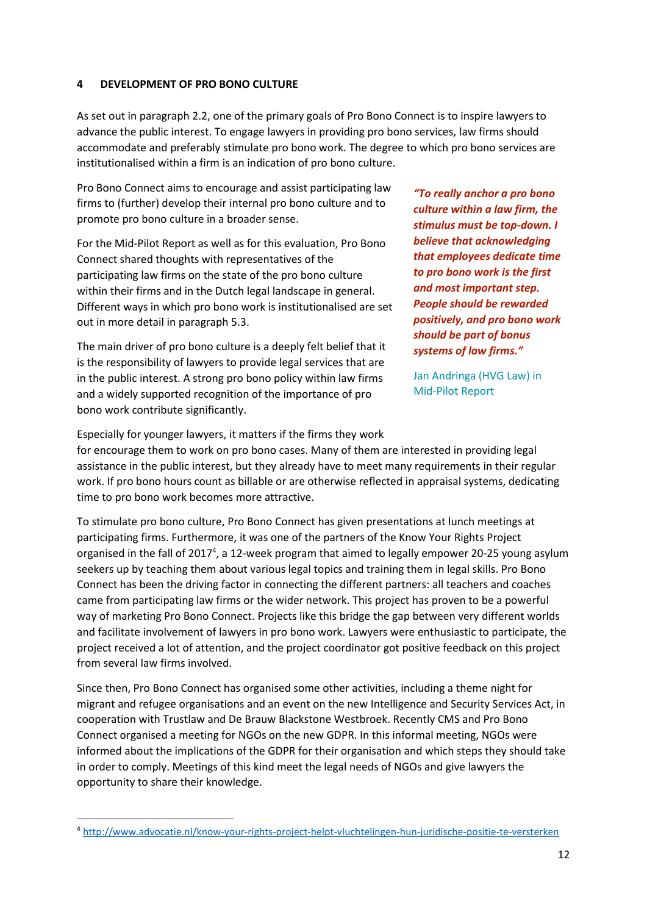## 4 DEVELOPMENT OF PRO BONO CULTURE

As set out in paragraph 2.2, one of the primary goals of Pro Bono Connect is to inspire lawyers to advance the public interest. To engage lawyers in providing pro bono services, law firms should accommodate and preferably stimulate pro bono work. The degree to which pro bono services are institutionalised within a firm is an indication of pro bono culture.

Pro Bono Connect aims to encourage and assist participating law firms to (further) develop their internal pro bono culture and to promote pro bono culture in a broader sense.

For the Mid-Pilot Report as well as for this evaluation, Pro Bono Connect shared thoughts with representatives of the participating law firms on the state of the pro bono culture within their firms and in the Dutch legal landscape in general. Different ways in which pro bono work is institutionalised are set out in more detail in paragraph 5.3.

The main driver of pro bono culture is a deeply felt belief that it is the responsibility of lawyers to provide legal services that are in the public interest. A strong pro bono policy within law firms and a widely supported recognition of the importance of pro bono work contribute significantly.

> ***"To really anchor a pro bono culture within a law firm, the stimulus must be top-down. I believe that acknowledging that employees dedicate time to pro bono work is the first and most important step. People should be rewarded positively, and pro bono work should be part of bonus systems of law firms."***
>
> Jan Andringa (HVG Law) in Mid-Pilot Report

Especially for younger lawyers, it matters if the firms they work for encourage them to work on pro bono cases. Many of them are interested in providing legal assistance in the public interest, but they already have to meet many requirements in their regular work. If pro bono hours count as billable or are otherwise reflected in appraisal systems, dedicating time to pro bono work becomes more attractive.

To stimulate pro bono culture, Pro Bono Connect has given presentations at lunch meetings at participating firms. Furthermore, it was one of the partners of the Know Your Rights Project organised in the fall of 2017[4], a 12-week program that aimed to legally empower 20-25 young asylum seekers up by teaching them about various legal topics and training them in legal skills. Pro Bono Connect has been the driving factor in connecting the different partners: all teachers and coaches came from participating law firms or the wider network. This project has proven to be a powerful way of marketing Pro Bono Connect. Projects like this bridge the gap between very different worlds and facilitate involvement of lawyers in pro bono work. Lawyers were enthusiastic to participate, the project received a lot of attention, and the project coordinator got positive feedback on this project from several law firms involved.

Since then, Pro Bono Connect has organised some other activities, including a theme night for migrant and refugee organisations and an event on the new Intelligence and Security Services Act, in cooperation with Trustlaw and De Brauw Blackstone Westbroek. Recently CMS and Pro Bono Connect organised a meeting for NGOs on the new GDPR. In this informal meeting, NGOs were informed about the implications of the GDPR for their organisation and which steps they should take in order to comply. Meetings of this kind meet the legal needs of NGOs and give lawyers the opportunity to share their knowledge.

---

[4] http://www.advocatie.nl/know-your-rights-project-helpt-vluchtelingen-hun-juridische-positie-te-versterken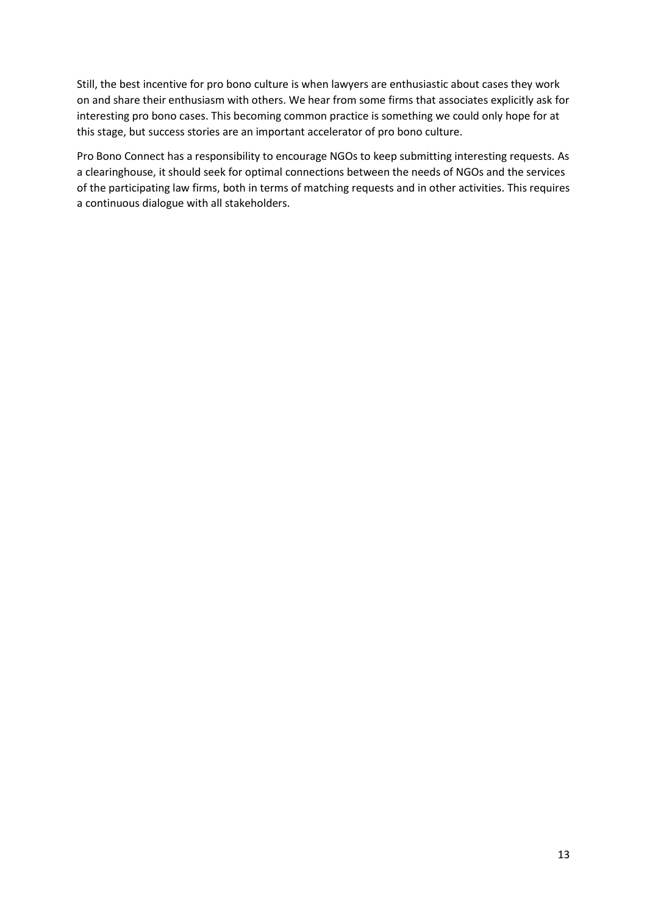Still, the best incentive for pro bono culture is when lawyers are enthusiastic about cases they work on and share their enthusiasm with others. We hear from some firms that associates explicitly ask for interesting pro bono cases. This becoming common practice is something we could only hope for at this stage, but success stories are an important accelerator of pro bono culture.

Pro Bono Connect has a responsibility to encourage NGOs to keep submitting interesting requests. As a clearinghouse, it should seek for optimal connections between the needs of NGOs and the services of the participating law firms, both in terms of matching requests and in other activities. This requires a continuous dialogue with all stakeholders.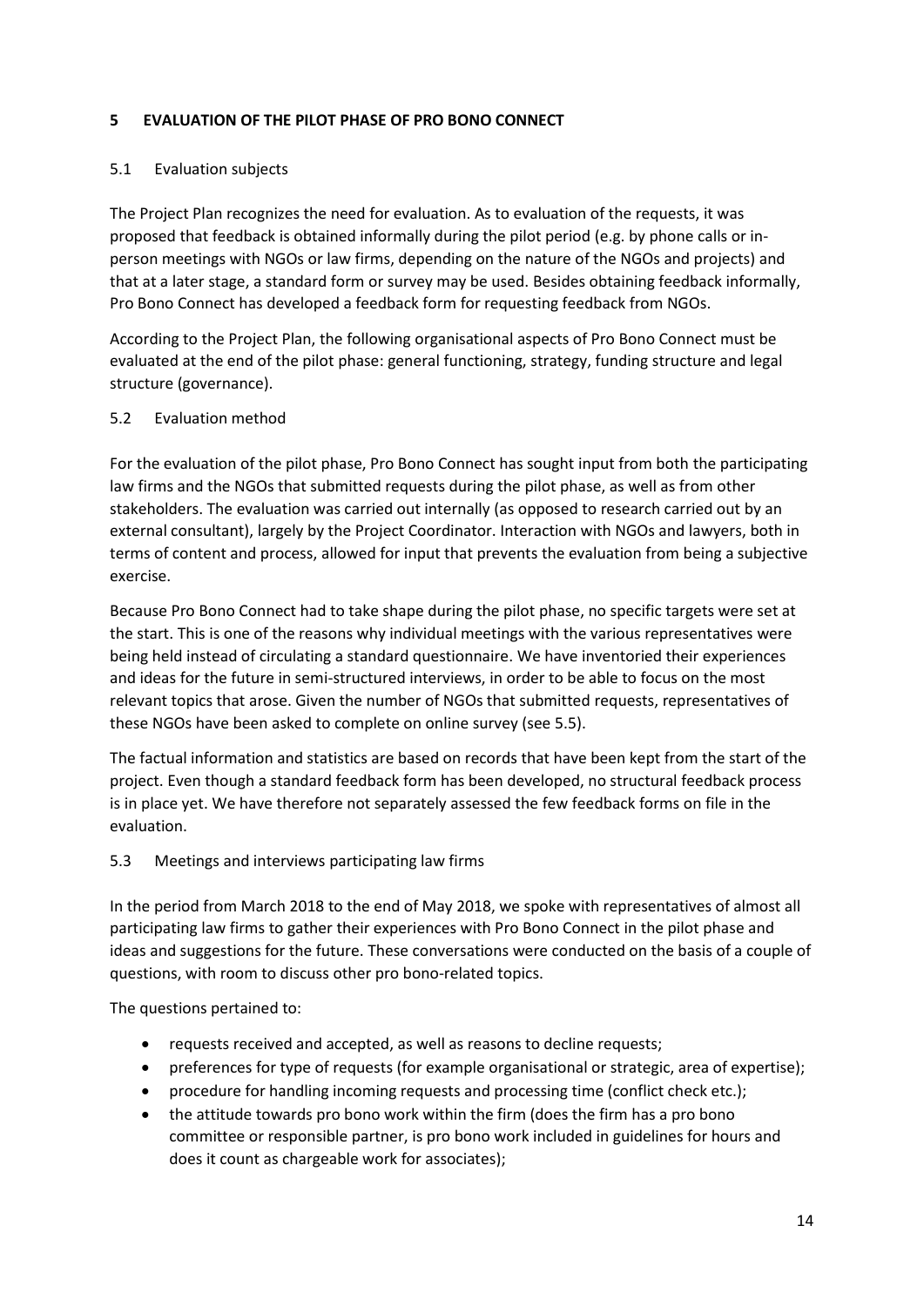## 5 EVALUATION OF THE PILOT PHASE OF PRO BONO CONNECT

### 5.1 Evaluation subjects

The Project Plan recognizes the need for evaluation. As to evaluation of the requests, it was proposed that feedback is obtained informally during the pilot period (e.g. by phone calls or in-person meetings with NGOs or law firms, depending on the nature of the NGOs and projects) and that at a later stage, a standard form or survey may be used. Besides obtaining feedback informally, Pro Bono Connect has developed a feedback form for requesting feedback from NGOs.

According to the Project Plan, the following organisational aspects of Pro Bono Connect must be evaluated at the end of the pilot phase: general functioning, strategy, funding structure and legal structure (governance).

### 5.2 Evaluation method

For the evaluation of the pilot phase, Pro Bono Connect has sought input from both the participating law firms and the NGOs that submitted requests during the pilot phase, as well as from other stakeholders. The evaluation was carried out internally (as opposed to research carried out by an external consultant), largely by the Project Coordinator. Interaction with NGOs and lawyers, both in terms of content and process, allowed for input that prevents the evaluation from being a subjective exercise.

Because Pro Bono Connect had to take shape during the pilot phase, no specific targets were set at the start. This is one of the reasons why individual meetings with the various representatives were being held instead of circulating a standard questionnaire. We have inventoried their experiences and ideas for the future in semi-structured interviews, in order to be able to focus on the most relevant topics that arose. Given the number of NGOs that submitted requests, representatives of these NGOs have been asked to complete on online survey (see 5.5).

The factual information and statistics are based on records that have been kept from the start of the project. Even though a standard feedback form has been developed, no structural feedback process is in place yet. We have therefore not separately assessed the few feedback forms on file in the evaluation.

### 5.3 Meetings and interviews participating law firms

In the period from March 2018 to the end of May 2018, we spoke with representatives of almost all participating law firms to gather their experiences with Pro Bono Connect in the pilot phase and ideas and suggestions for the future. These conversations were conducted on the basis of a couple of questions, with room to discuss other pro bono-related topics.

The questions pertained to:

- requests received and accepted, as well as reasons to decline requests;
- preferences for type of requests (for example organisational or strategic, area of expertise);
- procedure for handling incoming requests and processing time (conflict check etc.);
- the attitude towards pro bono work within the firm (does the firm has a pro bono committee or responsible partner, is pro bono work included in guidelines for hours and does it count as chargeable work for associates);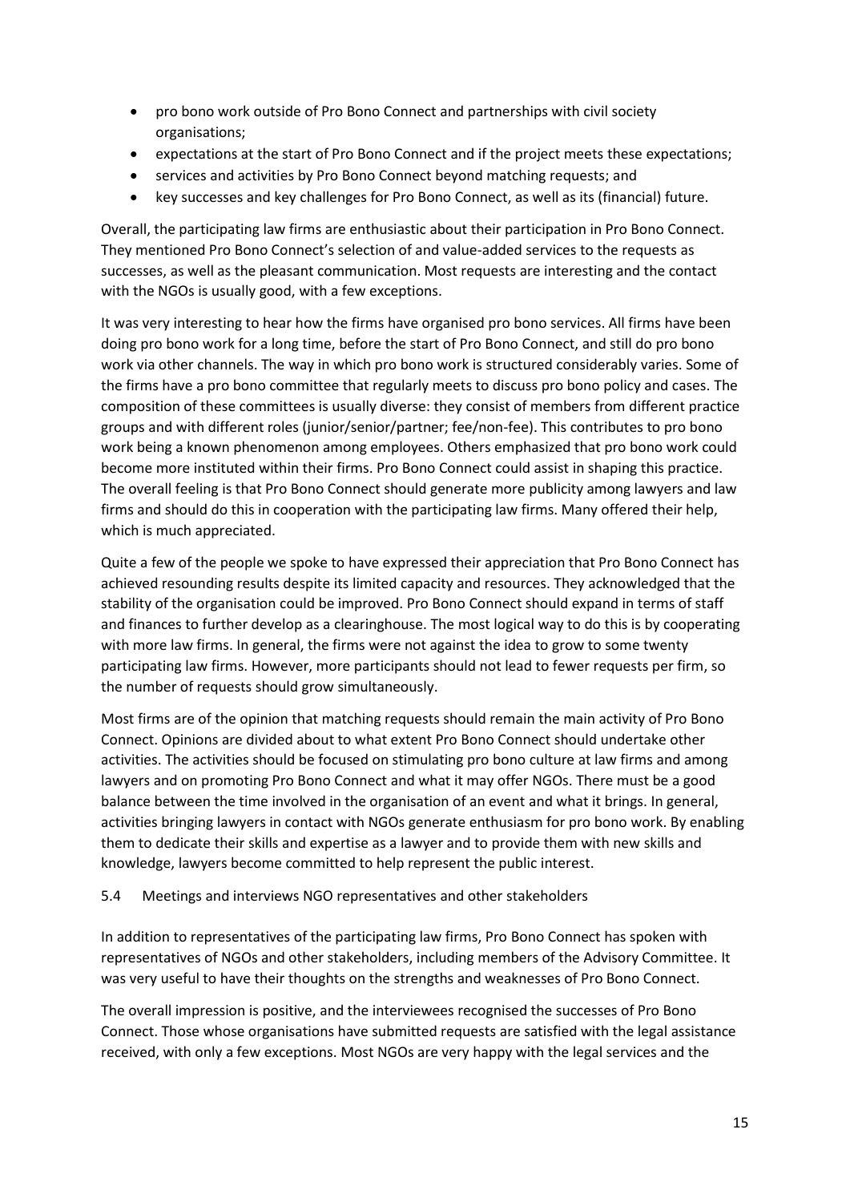- pro bono work outside of Pro Bono Connect and partnerships with civil society organisations;
- expectations at the start of Pro Bono Connect and if the project meets these expectations;
- services and activities by Pro Bono Connect beyond matching requests; and
- key successes and key challenges for Pro Bono Connect, as well as its (financial) future.

Overall, the participating law firms are enthusiastic about their participation in Pro Bono Connect. They mentioned Pro Bono Connect's selection of and value-added services to the requests as successes, as well as the pleasant communication. Most requests are interesting and the contact with the NGOs is usually good, with a few exceptions.

It was very interesting to hear how the firms have organised pro bono services. All firms have been doing pro bono work for a long time, before the start of Pro Bono Connect, and still do pro bono work via other channels. The way in which pro bono work is structured considerably varies. Some of the firms have a pro bono committee that regularly meets to discuss pro bono policy and cases. The composition of these committees is usually diverse: they consist of members from different practice groups and with different roles (junior/senior/partner; fee/non-fee). This contributes to pro bono work being a known phenomenon among employees. Others emphasized that pro bono work could become more instituted within their firms. Pro Bono Connect could assist in shaping this practice. The overall feeling is that Pro Bono Connect should generate more publicity among lawyers and law firms and should do this in cooperation with the participating law firms. Many offered their help, which is much appreciated.

Quite a few of the people we spoke to have expressed their appreciation that Pro Bono Connect has achieved resounding results despite its limited capacity and resources. They acknowledged that the stability of the organisation could be improved. Pro Bono Connect should expand in terms of staff and finances to further develop as a clearinghouse. The most logical way to do this is by cooperating with more law firms. In general, the firms were not against the idea to grow to some twenty participating law firms. However, more participants should not lead to fewer requests per firm, so the number of requests should grow simultaneously.

Most firms are of the opinion that matching requests should remain the main activity of Pro Bono Connect. Opinions are divided about to what extent Pro Bono Connect should undertake other activities. The activities should be focused on stimulating pro bono culture at law firms and among lawyers and on promoting Pro Bono Connect and what it may offer NGOs. There must be a good balance between the time involved in the organisation of an event and what it brings. In general, activities bringing lawyers in contact with NGOs generate enthusiasm for pro bono work. By enabling them to dedicate their skills and expertise as a lawyer and to provide them with new skills and knowledge, lawyers become committed to help represent the public interest.

### 5.4 Meetings and interviews NGO representatives and other stakeholders

In addition to representatives of the participating law firms, Pro Bono Connect has spoken with representatives of NGOs and other stakeholders, including members of the Advisory Committee. It was very useful to have their thoughts on the strengths and weaknesses of Pro Bono Connect.

The overall impression is positive, and the interviewees recognised the successes of Pro Bono Connect. Those whose organisations have submitted requests are satisfied with the legal assistance received, with only a few exceptions. Most NGOs are very happy with the legal services and the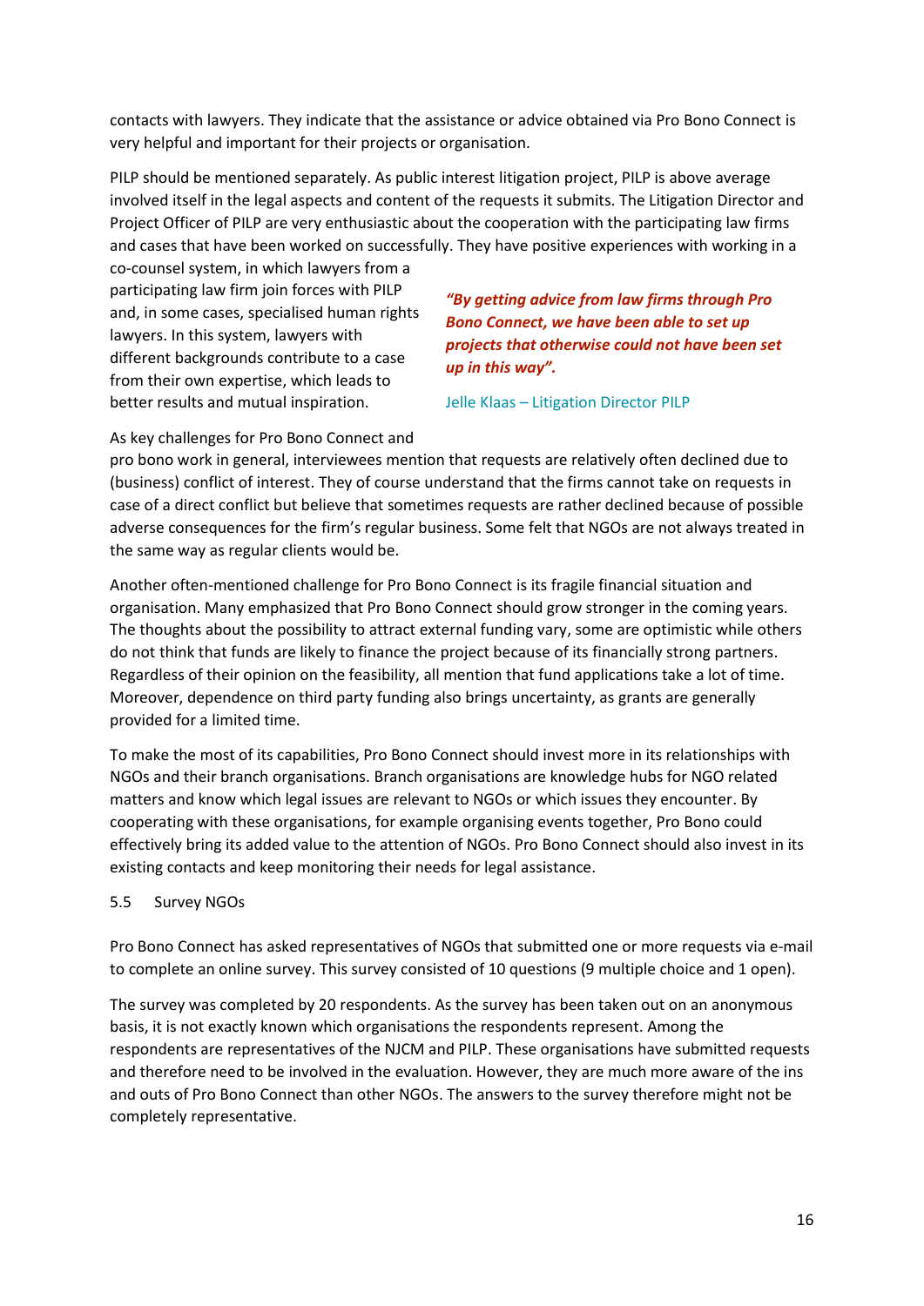contacts with lawyers. They indicate that the assistance or advice obtained via Pro Bono Connect is very helpful and important for their projects or organisation.

PILP should be mentioned separately. As public interest litigation project, PILP is above average involved itself in the legal aspects and content of the requests it submits. The Litigation Director and Project Officer of PILP are very enthusiastic about the cooperation with the participating law firms and cases that have been worked on successfully. They have positive experiences with working in a co-counsel system, in which lawyers from a participating law firm join forces with PILP and, in some cases, specialised human rights lawyers. In this system, lawyers with different backgrounds contribute to a case from their own expertise, which leads to better results and mutual inspiration.

> ***"By getting advice from law firms through Pro Bono Connect, we have been able to set up projects that otherwise could not have been set up in this way".***
>
> Jelle Klaas – Litigation Director PILP

As key challenges for Pro Bono Connect and pro bono work in general, interviewees mention that requests are relatively often declined due to (business) conflict of interest. They of course understand that the firms cannot take on requests in case of a direct conflict but believe that sometimes requests are rather declined because of possible adverse consequences for the firm's regular business. Some felt that NGOs are not always treated in the same way as regular clients would be.

Another often-mentioned challenge for Pro Bono Connect is its fragile financial situation and organisation. Many emphasized that Pro Bono Connect should grow stronger in the coming years. The thoughts about the possibility to attract external funding vary, some are optimistic while others do not think that funds are likely to finance the project because of its financially strong partners. Regardless of their opinion on the feasibility, all mention that fund applications take a lot of time. Moreover, dependence on third party funding also brings uncertainty, as grants are generally provided for a limited time.

To make the most of its capabilities, Pro Bono Connect should invest more in its relationships with NGOs and their branch organisations. Branch organisations are knowledge hubs for NGO related matters and know which legal issues are relevant to NGOs or which issues they encounter. By cooperating with these organisations, for example organising events together, Pro Bono could effectively bring its added value to the attention of NGOs. Pro Bono Connect should also invest in its existing contacts and keep monitoring their needs for legal assistance.

### 5.5 Survey NGOs

Pro Bono Connect has asked representatives of NGOs that submitted one or more requests via e-mail to complete an online survey. This survey consisted of 10 questions (9 multiple choice and 1 open).

The survey was completed by 20 respondents. As the survey has been taken out on an anonymous basis, it is not exactly known which organisations the respondents represent. Among the respondents are representatives of the NJCM and PILP. These organisations have submitted requests and therefore need to be involved in the evaluation. However, they are much more aware of the ins and outs of Pro Bono Connect than other NGOs. The answers to the survey therefore might not be completely representative.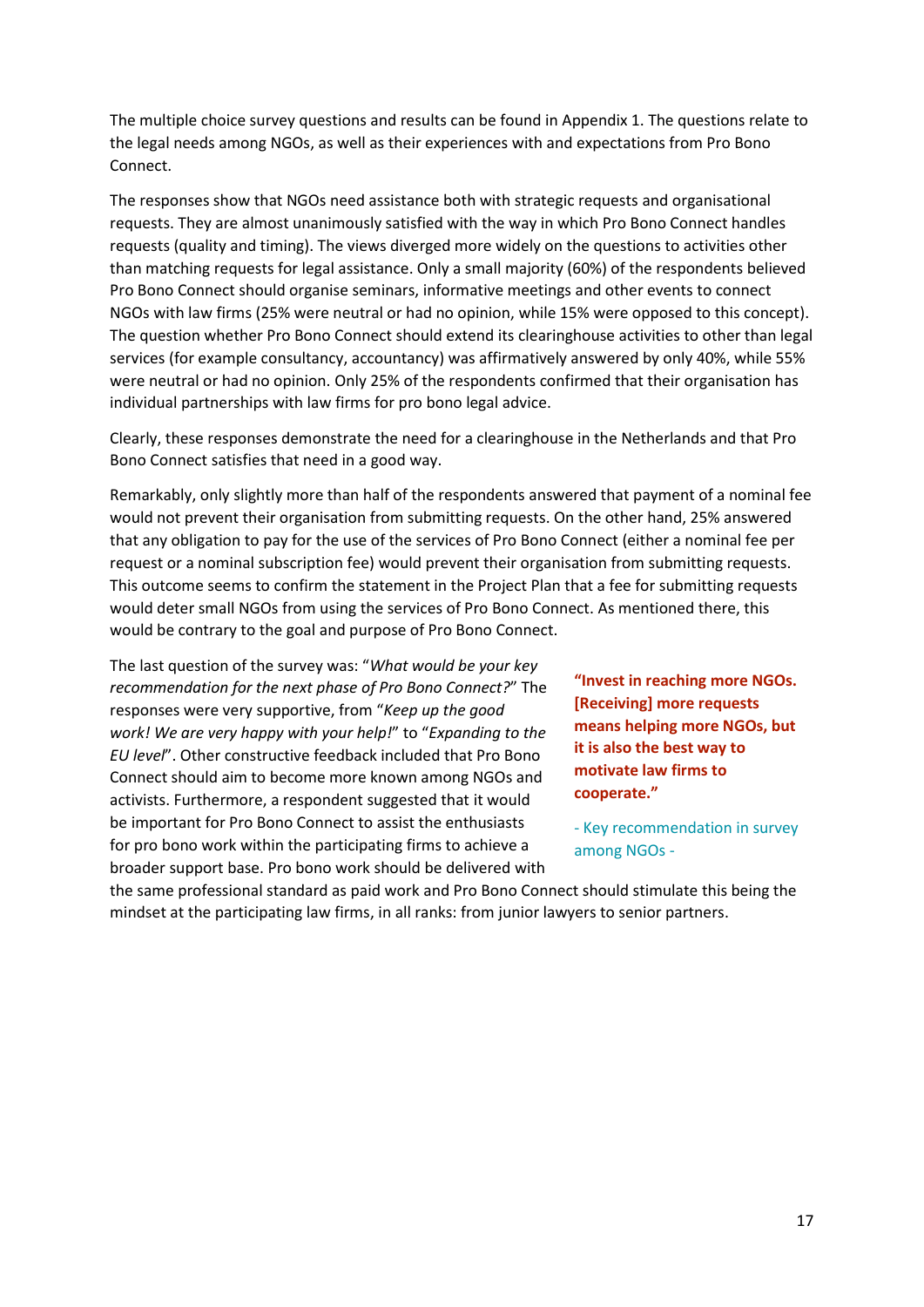The multiple choice survey questions and results can be found in Appendix 1. The questions relate to the legal needs among NGOs, as well as their experiences with and expectations from Pro Bono Connect.

The responses show that NGOs need assistance both with strategic requests and organisational requests. They are almost unanimously satisfied with the way in which Pro Bono Connect handles requests (quality and timing). The views diverged more widely on the questions to activities other than matching requests for legal assistance. Only a small majority (60%) of the respondents believed Pro Bono Connect should organise seminars, informative meetings and other events to connect NGOs with law firms (25% were neutral or had no opinion, while 15% were opposed to this concept). The question whether Pro Bono Connect should extend its clearinghouse activities to other than legal services (for example consultancy, accountancy) was affirmatively answered by only 40%, while 55% were neutral or had no opinion. Only 25% of the respondents confirmed that their organisation has individual partnerships with law firms for pro bono legal advice.

Clearly, these responses demonstrate the need for a clearinghouse in the Netherlands and that Pro Bono Connect satisfies that need in a good way.

Remarkably, only slightly more than half of the respondents answered that payment of a nominal fee would not prevent their organisation from submitting requests. On the other hand, 25% answered that any obligation to pay for the use of the services of Pro Bono Connect (either a nominal fee per request or a nominal subscription fee) would prevent their organisation from submitting requests. This outcome seems to confirm the statement in the Project Plan that a fee for submitting requests would deter small NGOs from using the services of Pro Bono Connect. As mentioned there, this would be contrary to the goal and purpose of Pro Bono Connect.

The last question of the survey was: "*What would be your key recommendation for the next phase of Pro Bono Connect?*" The responses were very supportive, from "*Keep up the good work! We are very happy with your help!*" to "*Expanding to the EU level*". Other constructive feedback included that Pro Bono Connect should aim to become more known among NGOs and activists. Furthermore, a respondent suggested that it would be important for Pro Bono Connect to assist the enthusiasts for pro bono work within the participating firms to achieve a broader support base. Pro bono work should be delivered with the same professional standard as paid work and Pro Bono Connect should stimulate this being the mindset at the participating law firms, in all ranks: from junior lawyers to senior partners.

> **"Invest in reaching more NGOs. [Receiving] more requests means helping more NGOs, but it is also the best way to motivate law firms to cooperate."**
>
> \- Key recommendation in survey among NGOs -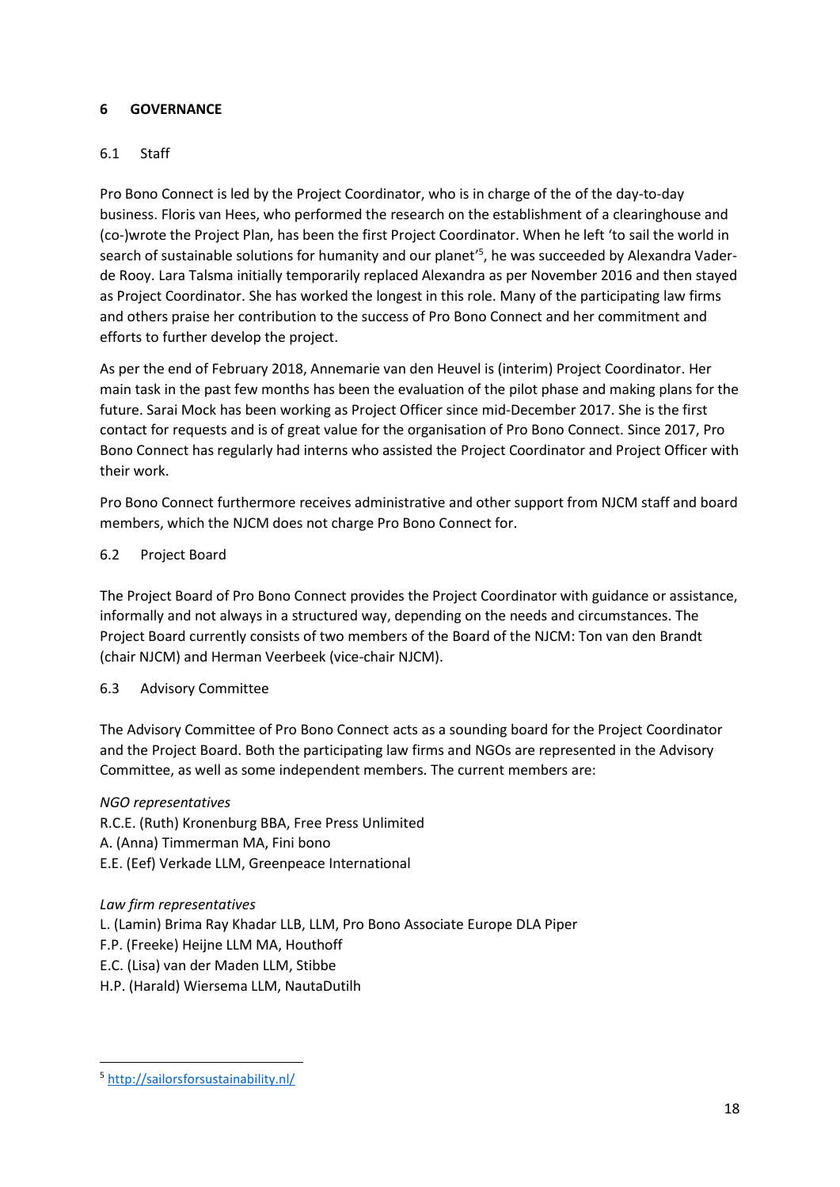## 6 GOVERNANCE

### 6.1 Staff

Pro Bono Connect is led by the Project Coordinator, who is in charge of the of the day-to-day business. Floris van Hees, who performed the research on the establishment of a clearinghouse and (co-)wrote the Project Plan, has been the first Project Coordinator. When he left 'to sail the world in search of sustainable solutions for humanity and our planet'[5], he was succeeded by Alexandra Vader-de Rooy. Lara Talsma initially temporarily replaced Alexandra as per November 2016 and then stayed as Project Coordinator. She has worked the longest in this role. Many of the participating law firms and others praise her contribution to the success of Pro Bono Connect and her commitment and efforts to further develop the project.

As per the end of February 2018, Annemarie van den Heuvel is (interim) Project Coordinator. Her main task in the past few months has been the evaluation of the pilot phase and making plans for the future. Sarai Mock has been working as Project Officer since mid-December 2017. She is the first contact for requests and is of great value for the organisation of Pro Bono Connect. Since 2017, Pro Bono Connect has regularly had interns who assisted the Project Coordinator and Project Officer with their work.

Pro Bono Connect furthermore receives administrative and other support from NJCM staff and board members, which the NJCM does not charge Pro Bono Connect for.

### 6.2 Project Board

The Project Board of Pro Bono Connect provides the Project Coordinator with guidance or assistance, informally and not always in a structured way, depending on the needs and circumstances. The Project Board currently consists of two members of the Board of the NJCM: Ton van den Brandt (chair NJCM) and Herman Veerbeek (vice-chair NJCM).

### 6.3 Advisory Committee

The Advisory Committee of Pro Bono Connect acts as a sounding board for the Project Coordinator and the Project Board. Both the participating law firms and NGOs are represented in the Advisory Committee, as well as some independent members. The current members are:

*NGO representatives*
R.C.E. (Ruth) Kronenburg BBA, Free Press Unlimited
A. (Anna) Timmerman MA, Fini bono
E.E. (Eef) Verkade LLM, Greenpeace International

*Law firm representatives*
L. (Lamin) Brima Ray Khadar LLB, LLM, Pro Bono Associate Europe DLA Piper
F.P. (Freeke) Heijne LLM MA, Houthoff
E.C. (Lisa) van der Maden LLM, Stibbe
H.P. (Harald) Wiersema LLM, NautaDutilh

---

[5] http://sailorsforsustainability.nl/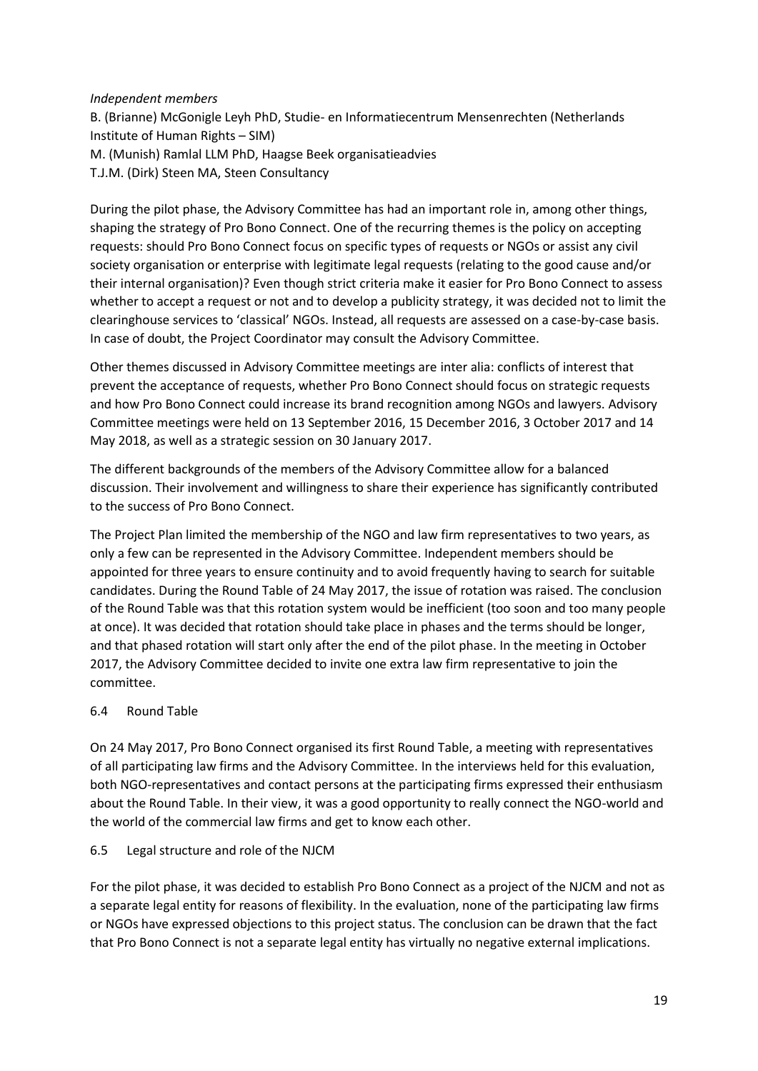*Independent members*

B. (Brianne) McGonigle Leyh PhD, Studie- en Informatiecentrum Mensenrechten (Netherlands Institute of Human Rights – SIM)
M. (Munish) Ramlal LLM PhD, Haagse Beek organisatieadvies
T.J.M. (Dirk) Steen MA, Steen Consultancy

During the pilot phase, the Advisory Committee has had an important role in, among other things, shaping the strategy of Pro Bono Connect. One of the recurring themes is the policy on accepting requests: should Pro Bono Connect focus on specific types of requests or NGOs or assist any civil society organisation or enterprise with legitimate legal requests (relating to the good cause and/or their internal organisation)? Even though strict criteria make it easier for Pro Bono Connect to assess whether to accept a request or not and to develop a publicity strategy, it was decided not to limit the clearinghouse services to 'classical' NGOs. Instead, all requests are assessed on a case-by-case basis. In case of doubt, the Project Coordinator may consult the Advisory Committee.

Other themes discussed in Advisory Committee meetings are inter alia: conflicts of interest that prevent the acceptance of requests, whether Pro Bono Connect should focus on strategic requests and how Pro Bono Connect could increase its brand recognition among NGOs and lawyers. Advisory Committee meetings were held on 13 September 2016, 15 December 2016, 3 October 2017 and 14 May 2018, as well as a strategic session on 30 January 2017.

The different backgrounds of the members of the Advisory Committee allow for a balanced discussion. Their involvement and willingness to share their experience has significantly contributed to the success of Pro Bono Connect.

The Project Plan limited the membership of the NGO and law firm representatives to two years, as only a few can be represented in the Advisory Committee. Independent members should be appointed for three years to ensure continuity and to avoid frequently having to search for suitable candidates. During the Round Table of 24 May 2017, the issue of rotation was raised. The conclusion of the Round Table was that this rotation system would be inefficient (too soon and too many people at once). It was decided that rotation should take place in phases and the terms should be longer, and that phased rotation will start only after the end of the pilot phase. In the meeting in October 2017, the Advisory Committee decided to invite one extra law firm representative to join the committee.

### 6.4 Round Table

On 24 May 2017, Pro Bono Connect organised its first Round Table, a meeting with representatives of all participating law firms and the Advisory Committee. In the interviews held for this evaluation, both NGO-representatives and contact persons at the participating firms expressed their enthusiasm about the Round Table. In their view, it was a good opportunity to really connect the NGO-world and the world of the commercial law firms and get to know each other.

### 6.5 Legal structure and role of the NJCM

For the pilot phase, it was decided to establish Pro Bono Connect as a project of the NJCM and not as a separate legal entity for reasons of flexibility. In the evaluation, none of the participating law firms or NGOs have expressed objections to this project status. The conclusion can be drawn that the fact that Pro Bono Connect is not a separate legal entity has virtually no negative external implications.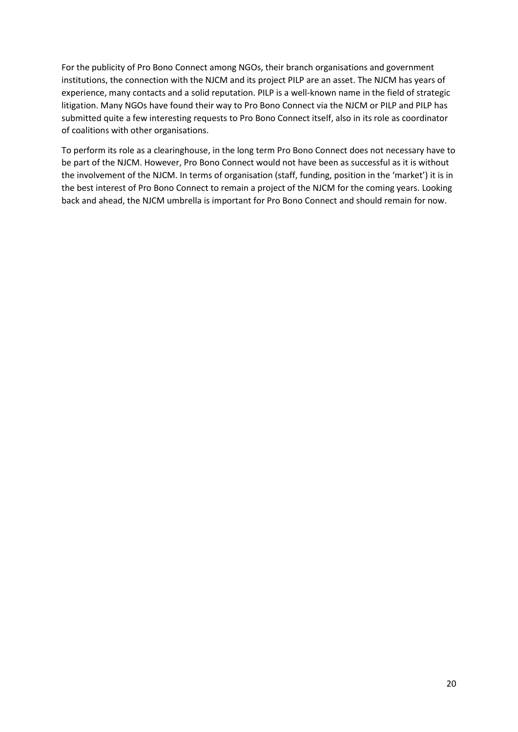For the publicity of Pro Bono Connect among NGOs, their branch organisations and government institutions, the connection with the NJCM and its project PILP are an asset. The NJCM has years of experience, many contacts and a solid reputation. PILP is a well-known name in the field of strategic litigation. Many NGOs have found their way to Pro Bono Connect via the NJCM or PILP and PILP has submitted quite a few interesting requests to Pro Bono Connect itself, also in its role as coordinator of coalitions with other organisations.

To perform its role as a clearinghouse, in the long term Pro Bono Connect does not necessary have to be part of the NJCM. However, Pro Bono Connect would not have been as successful as it is without the involvement of the NJCM. In terms of organisation (staff, funding, position in the 'market') it is in the best interest of Pro Bono Connect to remain a project of the NJCM for the coming years. Looking back and ahead, the NJCM umbrella is important for Pro Bono Connect and should remain for now.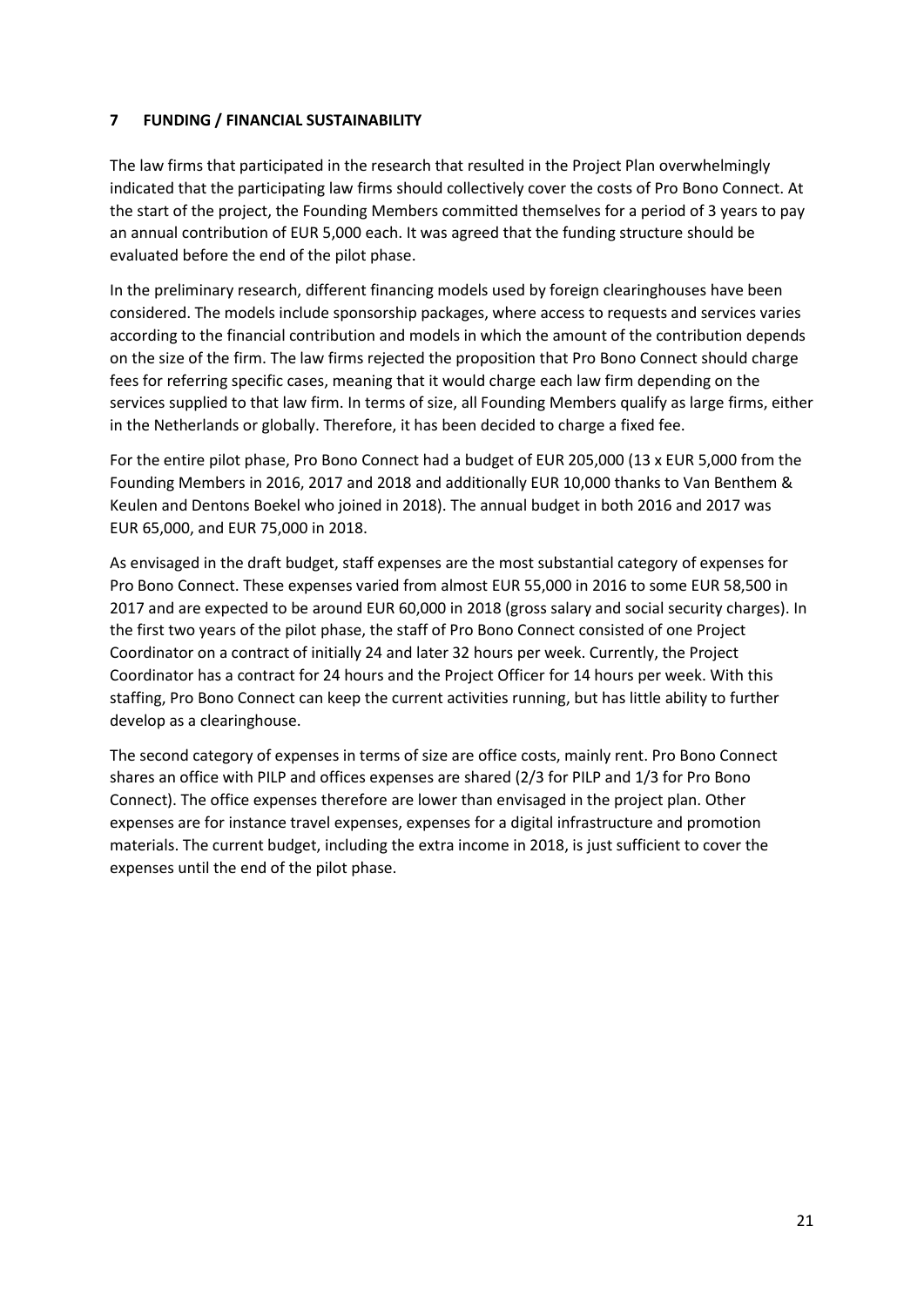## 7 FUNDING / FINANCIAL SUSTAINABILITY

The law firms that participated in the research that resulted in the Project Plan overwhelmingly indicated that the participating law firms should collectively cover the costs of Pro Bono Connect. At the start of the project, the Founding Members committed themselves for a period of 3 years to pay an annual contribution of EUR 5,000 each. It was agreed that the funding structure should be evaluated before the end of the pilot phase.

In the preliminary research, different financing models used by foreign clearinghouses have been considered. The models include sponsorship packages, where access to requests and services varies according to the financial contribution and models in which the amount of the contribution depends on the size of the firm. The law firms rejected the proposition that Pro Bono Connect should charge fees for referring specific cases, meaning that it would charge each law firm depending on the services supplied to that law firm. In terms of size, all Founding Members qualify as large firms, either in the Netherlands or globally. Therefore, it has been decided to charge a fixed fee.

For the entire pilot phase, Pro Bono Connect had a budget of EUR 205,000 (13 x EUR 5,000 from the Founding Members in 2016, 2017 and 2018 and additionally EUR 10,000 thanks to Van Benthem & Keulen and Dentons Boekel who joined in 2018). The annual budget in both 2016 and 2017 was EUR 65,000, and EUR 75,000 in 2018.

As envisaged in the draft budget, staff expenses are the most substantial category of expenses for Pro Bono Connect. These expenses varied from almost EUR 55,000 in 2016 to some EUR 58,500 in 2017 and are expected to be around EUR 60,000 in 2018 (gross salary and social security charges). In the first two years of the pilot phase, the staff of Pro Bono Connect consisted of one Project Coordinator on a contract of initially 24 and later 32 hours per week. Currently, the Project Coordinator has a contract for 24 hours and the Project Officer for 14 hours per week. With this staffing, Pro Bono Connect can keep the current activities running, but has little ability to further develop as a clearinghouse.

The second category of expenses in terms of size are office costs, mainly rent. Pro Bono Connect shares an office with PILP and offices expenses are shared (2/3 for PILP and 1/3 for Pro Bono Connect). The office expenses therefore are lower than envisaged in the project plan. Other expenses are for instance travel expenses, expenses for a digital infrastructure and promotion materials. The current budget, including the extra income in 2018, is just sufficient to cover the expenses until the end of the pilot phase.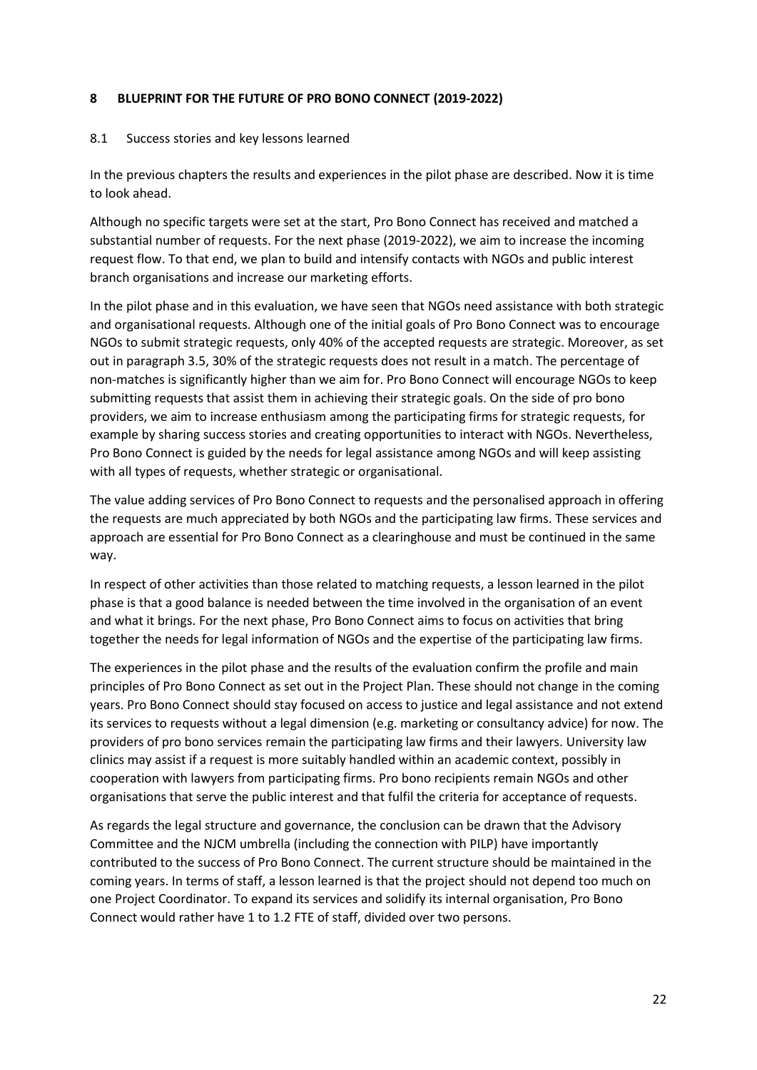## 8 BLUEPRINT FOR THE FUTURE OF PRO BONO CONNECT (2019-2022)

### 8.1 Success stories and key lessons learned

In the previous chapters the results and experiences in the pilot phase are described. Now it is time to look ahead.

Although no specific targets were set at the start, Pro Bono Connect has received and matched a substantial number of requests. For the next phase (2019-2022), we aim to increase the incoming request flow. To that end, we plan to build and intensify contacts with NGOs and public interest branch organisations and increase our marketing efforts.

In the pilot phase and in this evaluation, we have seen that NGOs need assistance with both strategic and organisational requests. Although one of the initial goals of Pro Bono Connect was to encourage NGOs to submit strategic requests, only 40% of the accepted requests are strategic. Moreover, as set out in paragraph 3.5, 30% of the strategic requests does not result in a match. The percentage of non-matches is significantly higher than we aim for. Pro Bono Connect will encourage NGOs to keep submitting requests that assist them in achieving their strategic goals. On the side of pro bono providers, we aim to increase enthusiasm among the participating firms for strategic requests, for example by sharing success stories and creating opportunities to interact with NGOs. Nevertheless, Pro Bono Connect is guided by the needs for legal assistance among NGOs and will keep assisting with all types of requests, whether strategic or organisational.

The value adding services of Pro Bono Connect to requests and the personalised approach in offering the requests are much appreciated by both NGOs and the participating law firms. These services and approach are essential for Pro Bono Connect as a clearinghouse and must be continued in the same way.

In respect of other activities than those related to matching requests, a lesson learned in the pilot phase is that a good balance is needed between the time involved in the organisation of an event and what it brings. For the next phase, Pro Bono Connect aims to focus on activities that bring together the needs for legal information of NGOs and the expertise of the participating law firms.

The experiences in the pilot phase and the results of the evaluation confirm the profile and main principles of Pro Bono Connect as set out in the Project Plan. These should not change in the coming years. Pro Bono Connect should stay focused on access to justice and legal assistance and not extend its services to requests without a legal dimension (e.g. marketing or consultancy advice) for now. The providers of pro bono services remain the participating law firms and their lawyers. University law clinics may assist if a request is more suitably handled within an academic context, possibly in cooperation with lawyers from participating firms. Pro bono recipients remain NGOs and other organisations that serve the public interest and that fulfil the criteria for acceptance of requests.

As regards the legal structure and governance, the conclusion can be drawn that the Advisory Committee and the NJCM umbrella (including the connection with PILP) have importantly contributed to the success of Pro Bono Connect. The current structure should be maintained in the coming years. In terms of staff, a lesson learned is that the project should not depend too much on one Project Coordinator. To expand its services and solidify its internal organisation, Pro Bono Connect would rather have 1 to 1.2 FTE of staff, divided over two persons.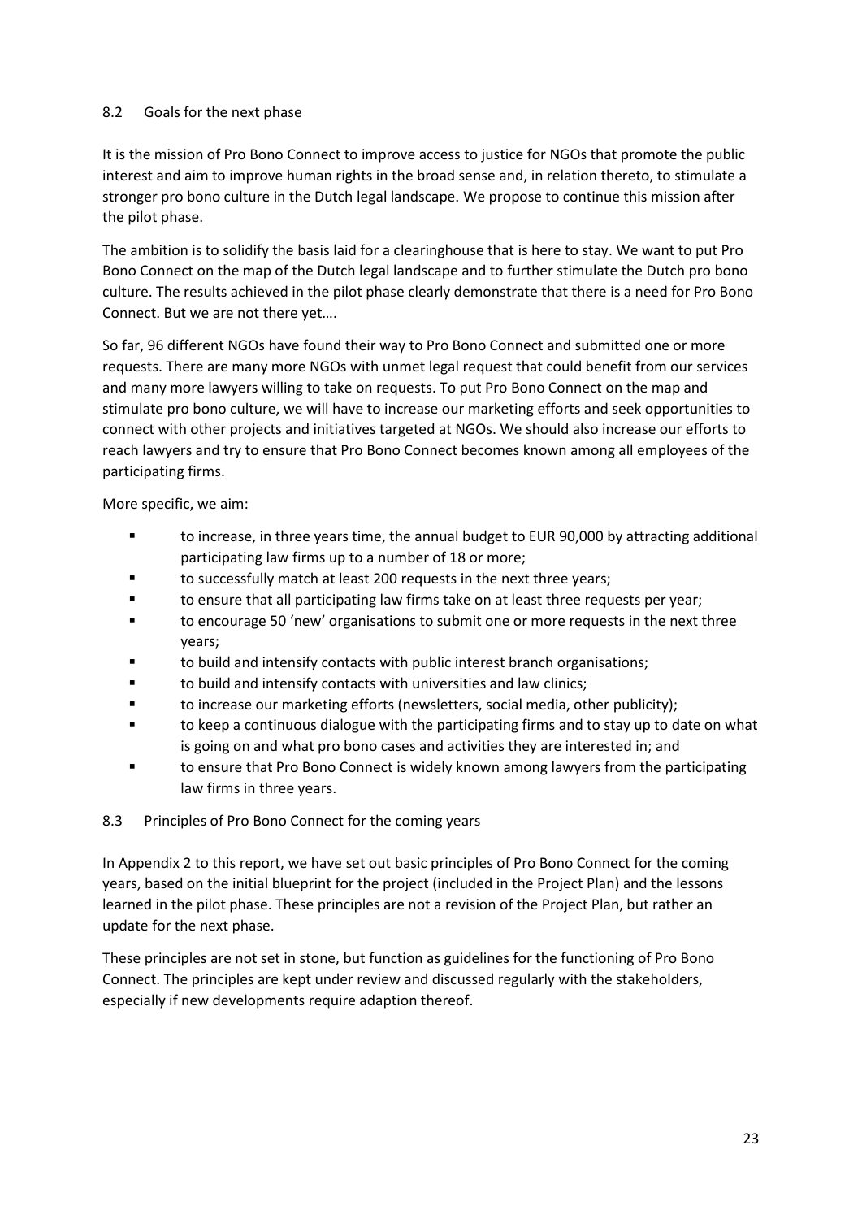## 8.2 Goals for the next phase

It is the mission of Pro Bono Connect to improve access to justice for NGOs that promote the public interest and aim to improve human rights in the broad sense and, in relation thereto, to stimulate a stronger pro bono culture in the Dutch legal landscape. We propose to continue this mission after the pilot phase.

The ambition is to solidify the basis laid for a clearinghouse that is here to stay. We want to put Pro Bono Connect on the map of the Dutch legal landscape and to further stimulate the Dutch pro bono culture. The results achieved in the pilot phase clearly demonstrate that there is a need for Pro Bono Connect. But we are not there yet….

So far, 96 different NGOs have found their way to Pro Bono Connect and submitted one or more requests. There are many more NGOs with unmet legal request that could benefit from our services and many more lawyers willing to take on requests. To put Pro Bono Connect on the map and stimulate pro bono culture, we will have to increase our marketing efforts and seek opportunities to connect with other projects and initiatives targeted at NGOs. We should also increase our efforts to reach lawyers and try to ensure that Pro Bono Connect becomes known among all employees of the participating firms.

More specific, we aim:

- to increase, in three years time, the annual budget to EUR 90,000 by attracting additional participating law firms up to a number of 18 or more;
- to successfully match at least 200 requests in the next three years;
- to ensure that all participating law firms take on at least three requests per year;
- to encourage 50 'new' organisations to submit one or more requests in the next three years;
- to build and intensify contacts with public interest branch organisations;
- to build and intensify contacts with universities and law clinics;
- to increase our marketing efforts (newsletters, social media, other publicity);
- to keep a continuous dialogue with the participating firms and to stay up to date on what is going on and what pro bono cases and activities they are interested in; and
- to ensure that Pro Bono Connect is widely known among lawyers from the participating law firms in three years.

## 8.3 Principles of Pro Bono Connect for the coming years

In Appendix 2 to this report, we have set out basic principles of Pro Bono Connect for the coming years, based on the initial blueprint for the project (included in the Project Plan) and the lessons learned in the pilot phase. These principles are not a revision of the Project Plan, but rather an update for the next phase.

These principles are not set in stone, but function as guidelines for the functioning of Pro Bono Connect. The principles are kept under review and discussed regularly with the stakeholders, especially if new developments require adaption thereof.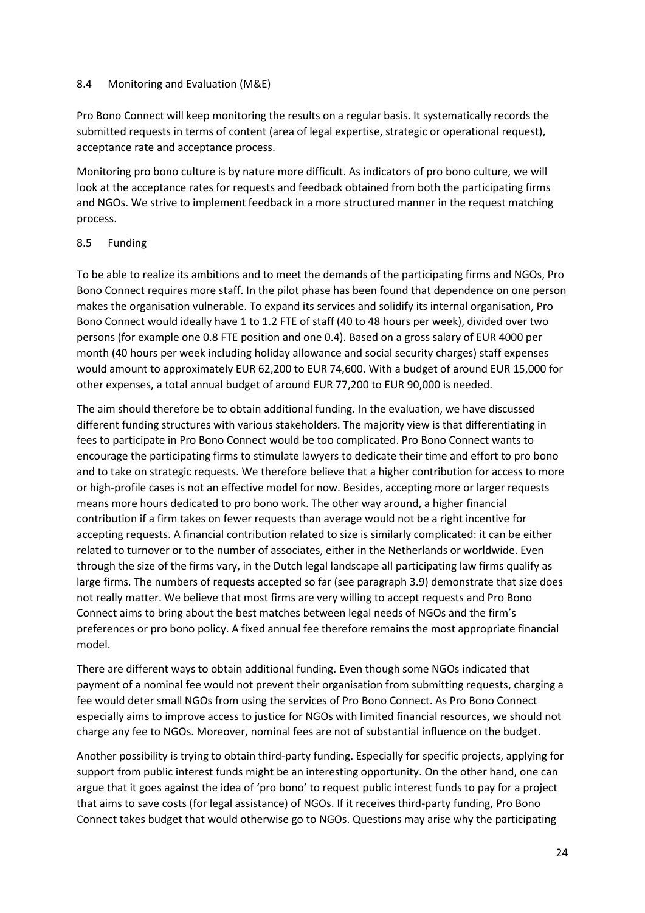## 8.4 Monitoring and Evaluation (M&E)

Pro Bono Connect will keep monitoring the results on a regular basis. It systematically records the submitted requests in terms of content (area of legal expertise, strategic or operational request), acceptance rate and acceptance process.

Monitoring pro bono culture is by nature more difficult. As indicators of pro bono culture, we will look at the acceptance rates for requests and feedback obtained from both the participating firms and NGOs. We strive to implement feedback in a more structured manner in the request matching process.

## 8.5 Funding

To be able to realize its ambitions and to meet the demands of the participating firms and NGOs, Pro Bono Connect requires more staff. In the pilot phase has been found that dependence on one person makes the organisation vulnerable. To expand its services and solidify its internal organisation, Pro Bono Connect would ideally have 1 to 1.2 FTE of staff (40 to 48 hours per week), divided over two persons (for example one 0.8 FTE position and one 0.4). Based on a gross salary of EUR 4000 per month (40 hours per week including holiday allowance and social security charges) staff expenses would amount to approximately EUR 62,200 to EUR 74,600. With a budget of around EUR 15,000 for other expenses, a total annual budget of around EUR 77,200 to EUR 90,000 is needed.

The aim should therefore be to obtain additional funding. In the evaluation, we have discussed different funding structures with various stakeholders. The majority view is that differentiating in fees to participate in Pro Bono Connect would be too complicated. Pro Bono Connect wants to encourage the participating firms to stimulate lawyers to dedicate their time and effort to pro bono and to take on strategic requests. We therefore believe that a higher contribution for access to more or high-profile cases is not an effective model for now. Besides, accepting more or larger requests means more hours dedicated to pro bono work. The other way around, a higher financial contribution if a firm takes on fewer requests than average would not be a right incentive for accepting requests. A financial contribution related to size is similarly complicated: it can be either related to turnover or to the number of associates, either in the Netherlands or worldwide. Even through the size of the firms vary, in the Dutch legal landscape all participating law firms qualify as large firms. The numbers of requests accepted so far (see paragraph 3.9) demonstrate that size does not really matter. We believe that most firms are very willing to accept requests and Pro Bono Connect aims to bring about the best matches between legal needs of NGOs and the firm's preferences or pro bono policy. A fixed annual fee therefore remains the most appropriate financial model.

There are different ways to obtain additional funding. Even though some NGOs indicated that payment of a nominal fee would not prevent their organisation from submitting requests, charging a fee would deter small NGOs from using the services of Pro Bono Connect. As Pro Bono Connect especially aims to improve access to justice for NGOs with limited financial resources, we should not charge any fee to NGOs. Moreover, nominal fees are not of substantial influence on the budget.

Another possibility is trying to obtain third-party funding. Especially for specific projects, applying for support from public interest funds might be an interesting opportunity. On the other hand, one can argue that it goes against the idea of 'pro bono' to request public interest funds to pay for a project that aims to save costs (for legal assistance) of NGOs. If it receives third-party funding, Pro Bono Connect takes budget that would otherwise go to NGOs. Questions may arise why the participating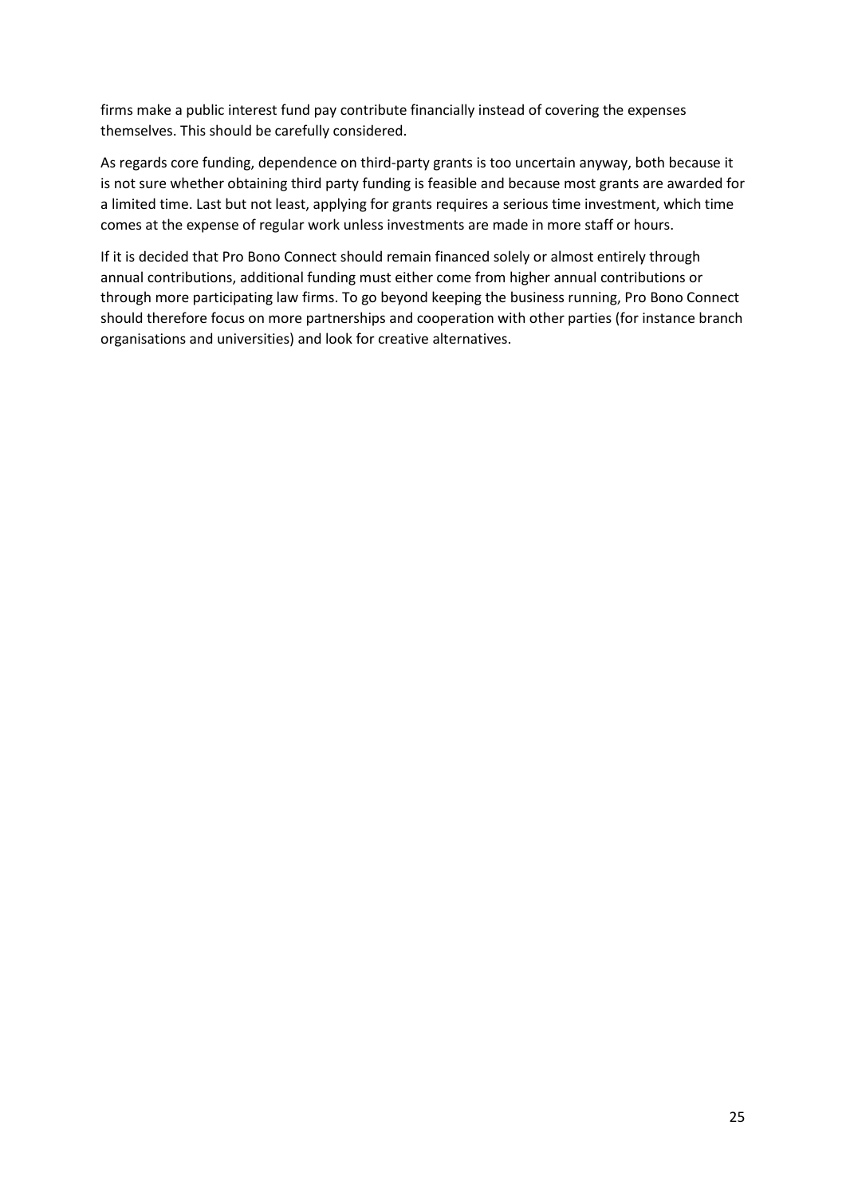firms make a public interest fund pay contribute financially instead of covering the expenses themselves. This should be carefully considered.

As regards core funding, dependence on third-party grants is too uncertain anyway, both because it is not sure whether obtaining third party funding is feasible and because most grants are awarded for a limited time. Last but not least, applying for grants requires a serious time investment, which time comes at the expense of regular work unless investments are made in more staff or hours.

If it is decided that Pro Bono Connect should remain financed solely or almost entirely through annual contributions, additional funding must either come from higher annual contributions or through more participating law firms. To go beyond keeping the business running, Pro Bono Connect should therefore focus on more partnerships and cooperation with other parties (for instance branch organisations and universities) and look for creative alternatives.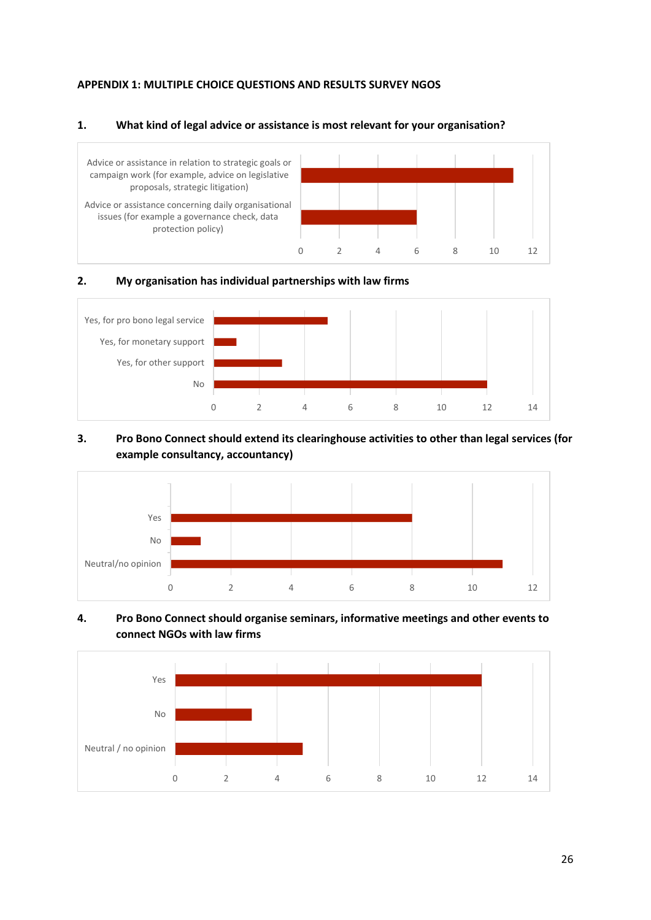# APPENDIX 1: MULTIPLE CHOICE QUESTIONS AND RESULTS SURVEY NGOS

## 1. What kind of legal advice or assistance is most relevant for your organisation?

| Answer | Count |
|---|---|
| Advice or assistance in relation to strategic goals or campaign work (for example, advice on legislative proposals, strategic litigation) | 11 |
| Advice or assistance concerning daily organisational issues (for example a governance check, data protection policy) | 6 |

## 2. My organisation has individual partnerships with law firms

| Answer | Count |
|---|---|
| Yes, for pro bono legal service | 5 |
| Yes, for monetary support | 1 |
| Yes, for other support | 3 |
| No | 12 |

## 3. Pro Bono Connect should extend its clearinghouse activities to other than legal services (for example consultancy, accountancy)

| Answer | Count |
|---|---|
| Yes | 8 |
| No | 1 |
| Neutral/no opinion | 11 |

## 4. Pro Bono Connect should organise seminars, informative meetings and other events to connect NGOs with law firms

| Answer | Count |
|---|---|
| Yes | 12 |
| No | 3 |
| Neutral / no opinion | 5 |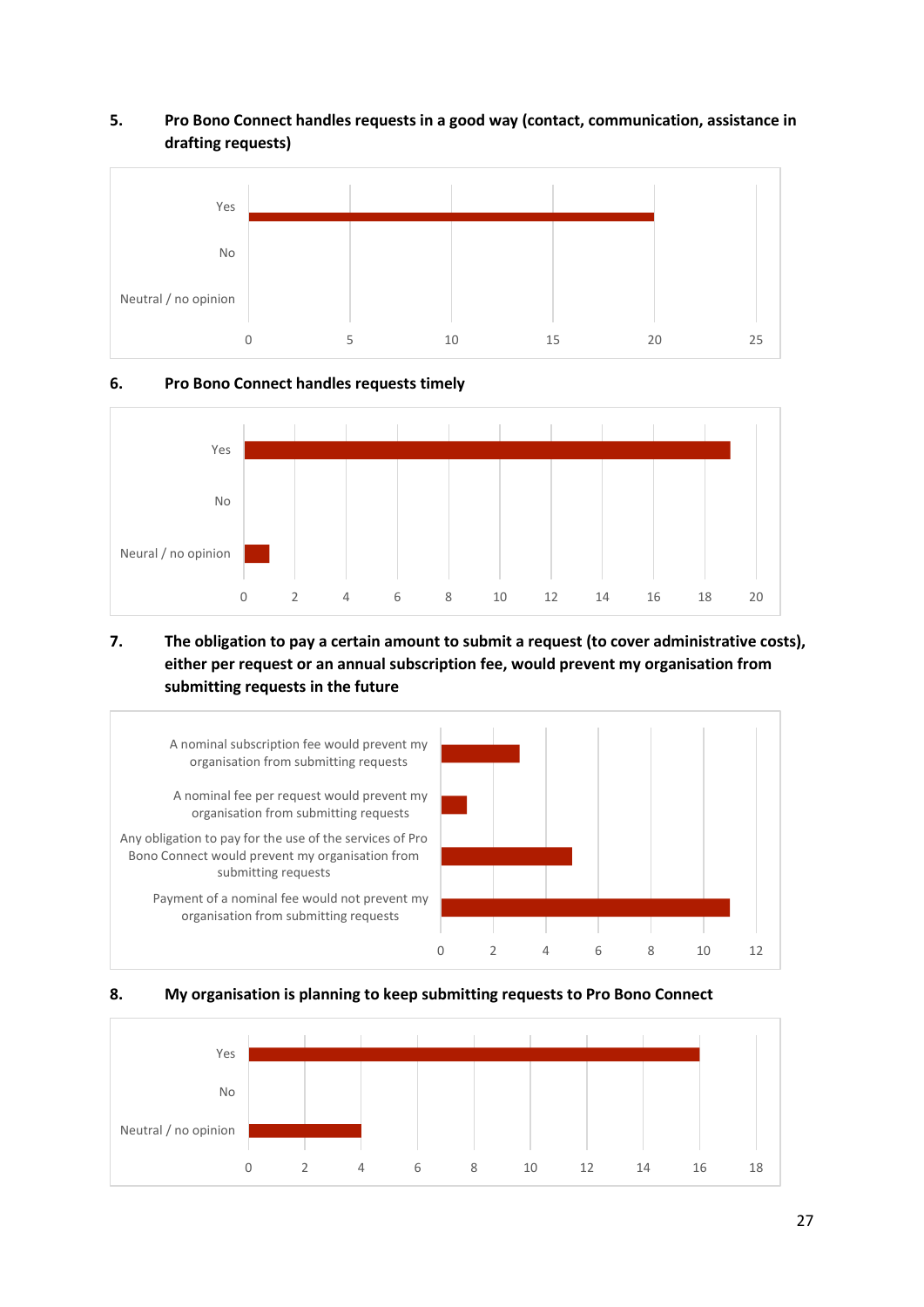5. **Pro Bono Connect handles requests in a good way (contact, communication, assistance in drafting requests)**

Yes

No

Neutral / no opinion

0 5 10 15 20 25

6. **Pro Bono Connect handles requests timely**

Yes

No

Neural / no opinion

0 2 4 6 8 10 12 14 16 18 20

7. **The obligation to pay a certain amount to submit a request (to cover administrative costs), either per request or an annual subscription fee, would prevent my organisation from submitting requests in the future**

A nominal subscription fee would prevent my organisation from submitting requests

A nominal fee per request would prevent my organisation from submitting requests

Any obligation to pay for the use of the services of Pro Bono Connect would prevent my organisation from submitting requests

Payment of a nominal fee would not prevent my organisation from submitting requests

0 2 4 6 8 10 12

8. **My organisation is planning to keep submitting requests to Pro Bono Connect**

Yes

No

Neutral / no opinion

0 2 4 6 8 10 12 14 16 18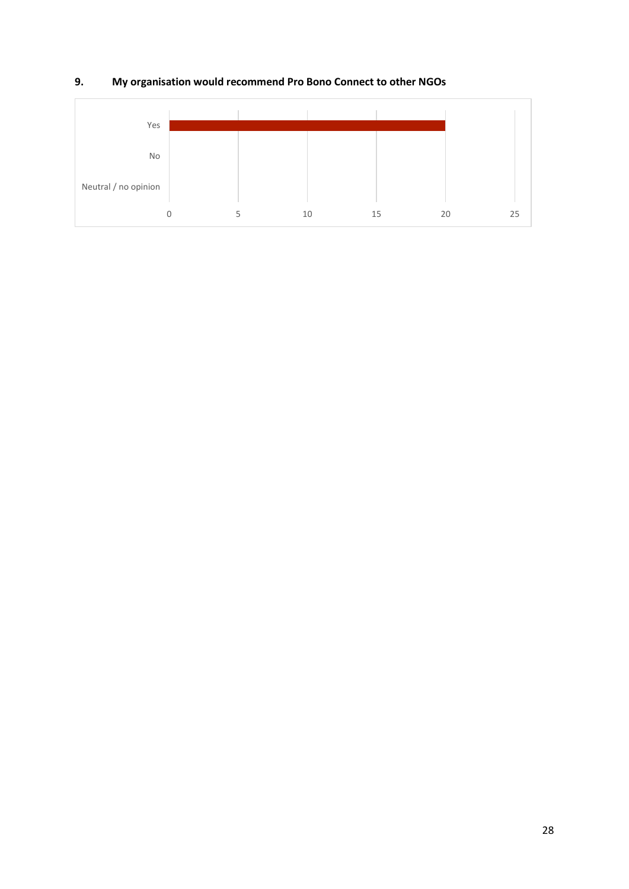**9. My organisation would recommend Pro Bono Connect to other NGOs**

| Response | Count |
|---|---|
| Yes | 20 |
| No | 0 |
| Neutral / no opinion | 0 |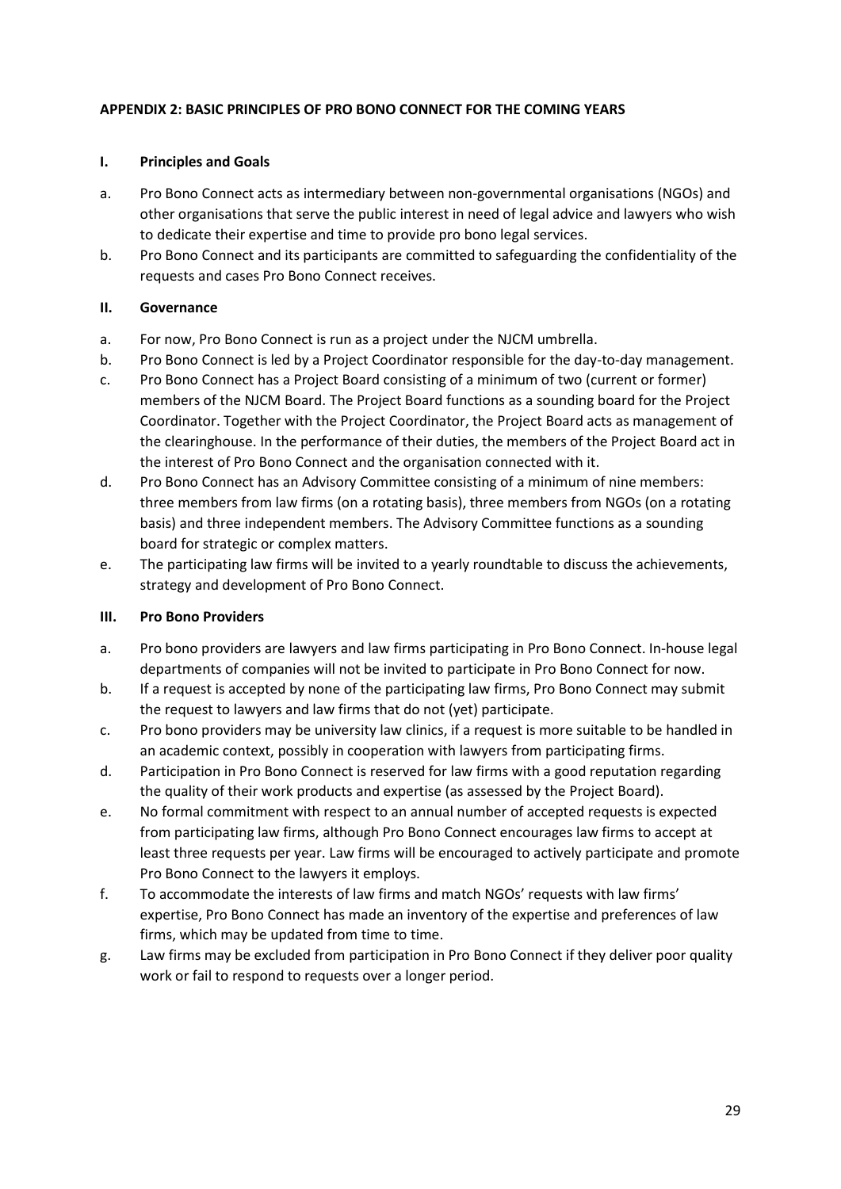## APPENDIX 2: BASIC PRINCIPLES OF PRO BONO CONNECT FOR THE COMING YEARS

### I. Principles and Goals

a. Pro Bono Connect acts as intermediary between non-governmental organisations (NGOs) and other organisations that serve the public interest in need of legal advice and lawyers who wish to dedicate their expertise and time to provide pro bono legal services.

b. Pro Bono Connect and its participants are committed to safeguarding the confidentiality of the requests and cases Pro Bono Connect receives.

### II. Governance

a. For now, Pro Bono Connect is run as a project under the NJCM umbrella.

b. Pro Bono Connect is led by a Project Coordinator responsible for the day-to-day management.

c. Pro Bono Connect has a Project Board consisting of a minimum of two (current or former) members of the NJCM Board. The Project Board functions as a sounding board for the Project Coordinator. Together with the Project Coordinator, the Project Board acts as management of the clearinghouse. In the performance of their duties, the members of the Project Board act in the interest of Pro Bono Connect and the organisation connected with it.

d. Pro Bono Connect has an Advisory Committee consisting of a minimum of nine members: three members from law firms (on a rotating basis), three members from NGOs (on a rotating basis) and three independent members. The Advisory Committee functions as a sounding board for strategic or complex matters.

e. The participating law firms will be invited to a yearly roundtable to discuss the achievements, strategy and development of Pro Bono Connect.

### III. Pro Bono Providers

a. Pro bono providers are lawyers and law firms participating in Pro Bono Connect. In-house legal departments of companies will not be invited to participate in Pro Bono Connect for now.

b. If a request is accepted by none of the participating law firms, Pro Bono Connect may submit the request to lawyers and law firms that do not (yet) participate.

c. Pro bono providers may be university law clinics, if a request is more suitable to be handled in an academic context, possibly in cooperation with lawyers from participating firms.

d. Participation in Pro Bono Connect is reserved for law firms with a good reputation regarding the quality of their work products and expertise (as assessed by the Project Board).

e. No formal commitment with respect to an annual number of accepted requests is expected from participating law firms, although Pro Bono Connect encourages law firms to accept at least three requests per year. Law firms will be encouraged to actively participate and promote Pro Bono Connect to the lawyers it employs.

f. To accommodate the interests of law firms and match NGOs' requests with law firms' expertise, Pro Bono Connect has made an inventory of the expertise and preferences of law firms, which may be updated from time to time.

g. Law firms may be excluded from participation in Pro Bono Connect if they deliver poor quality work or fail to respond to requests over a longer period.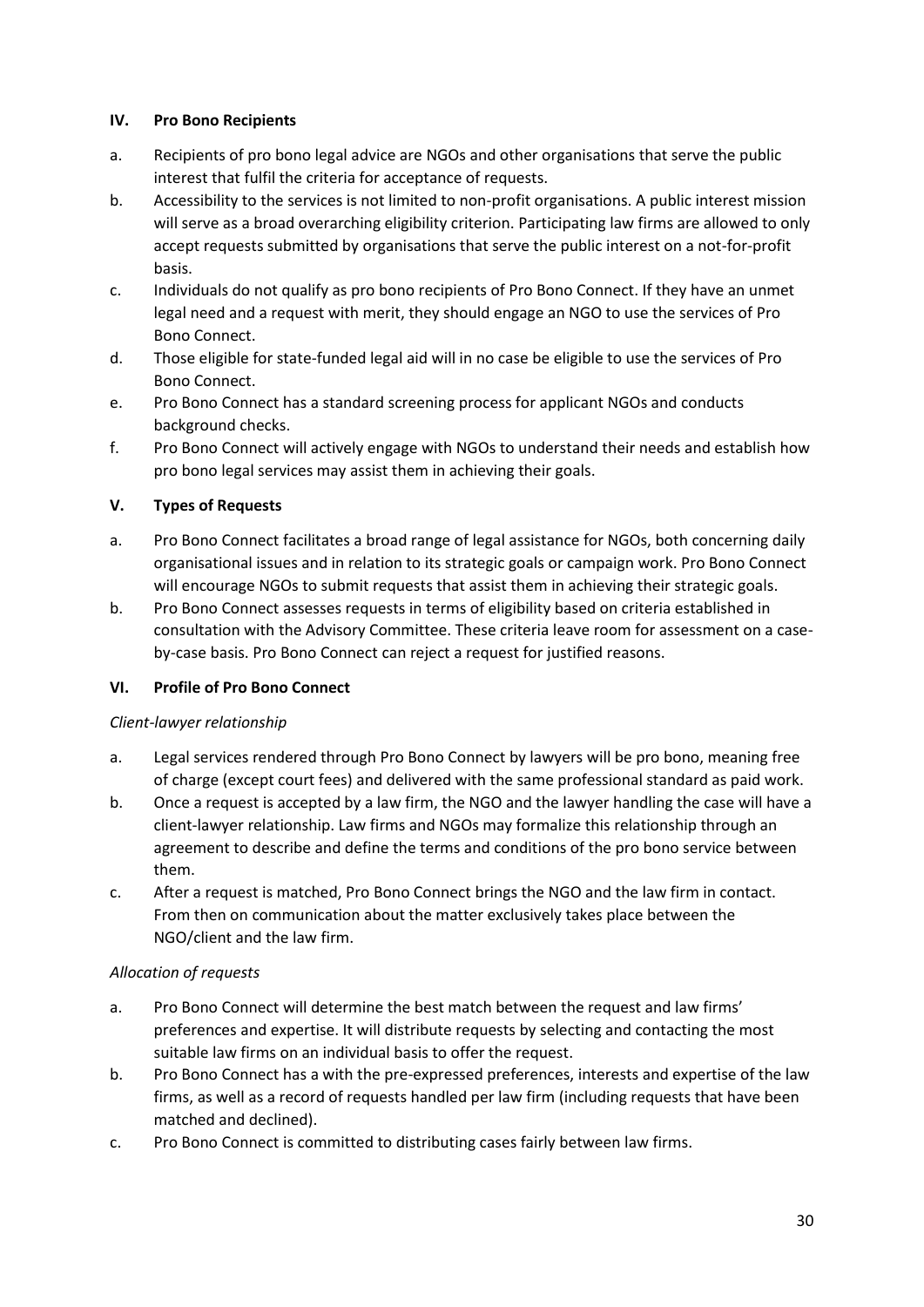## IV. Pro Bono Recipients

a. Recipients of pro bono legal advice are NGOs and other organisations that serve the public interest that fulfil the criteria for acceptance of requests.

b. Accessibility to the services is not limited to non-profit organisations. A public interest mission will serve as a broad overarching eligibility criterion. Participating law firms are allowed to only accept requests submitted by organisations that serve the public interest on a not-for-profit basis.

c. Individuals do not qualify as pro bono recipients of Pro Bono Connect. If they have an unmet legal need and a request with merit, they should engage an NGO to use the services of Pro Bono Connect.

d. Those eligible for state-funded legal aid will in no case be eligible to use the services of Pro Bono Connect.

e. Pro Bono Connect has a standard screening process for applicant NGOs and conducts background checks.

f. Pro Bono Connect will actively engage with NGOs to understand their needs and establish how pro bono legal services may assist them in achieving their goals.

## V. Types of Requests

a. Pro Bono Connect facilitates a broad range of legal assistance for NGOs, both concerning daily organisational issues and in relation to its strategic goals or campaign work. Pro Bono Connect will encourage NGOs to submit requests that assist them in achieving their strategic goals.

b. Pro Bono Connect assesses requests in terms of eligibility based on criteria established in consultation with the Advisory Committee. These criteria leave room for assessment on a case-by-case basis. Pro Bono Connect can reject a request for justified reasons.

## VI. Profile of Pro Bono Connect

*Client-lawyer relationship*

a. Legal services rendered through Pro Bono Connect by lawyers will be pro bono, meaning free of charge (except court fees) and delivered with the same professional standard as paid work.

b. Once a request is accepted by a law firm, the NGO and the lawyer handling the case will have a client-lawyer relationship. Law firms and NGOs may formalize this relationship through an agreement to describe and define the terms and conditions of the pro bono service between them.

c. After a request is matched, Pro Bono Connect brings the NGO and the law firm in contact. From then on communication about the matter exclusively takes place between the NGO/client and the law firm.

*Allocation of requests*

a. Pro Bono Connect will determine the best match between the request and law firms' preferences and expertise. It will distribute requests by selecting and contacting the most suitable law firms on an individual basis to offer the request.

b. Pro Bono Connect has a with the pre-expressed preferences, interests and expertise of the law firms, as well as a record of requests handled per law firm (including requests that have been matched and declined).

c. Pro Bono Connect is committed to distributing cases fairly between law firms.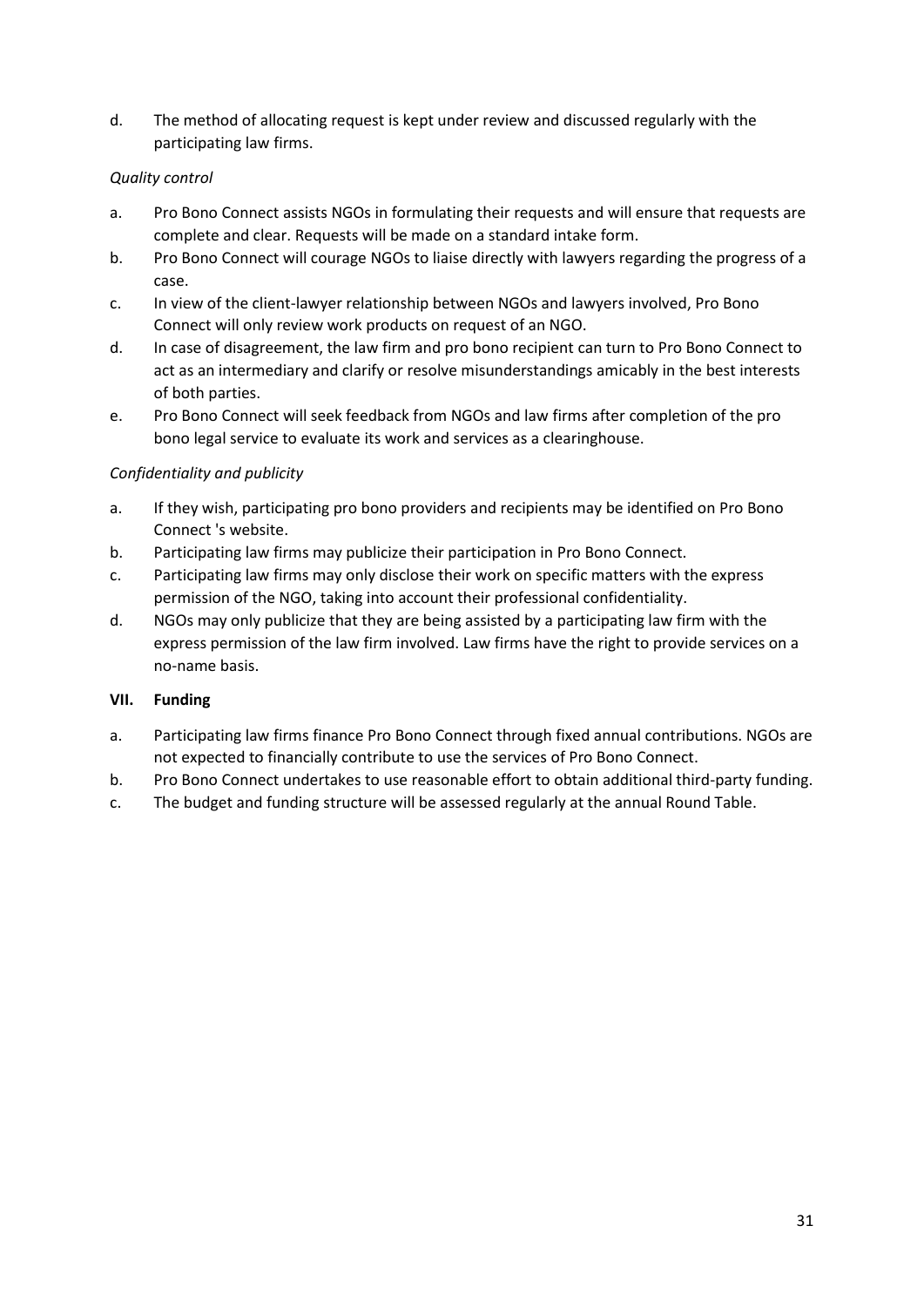d. The method of allocating request is kept under review and discussed regularly with the participating law firms.

*Quality control*

a. Pro Bono Connect assists NGOs in formulating their requests and will ensure that requests are complete and clear. Requests will be made on a standard intake form.
b. Pro Bono Connect will courage NGOs to liaise directly with lawyers regarding the progress of a case.
c. In view of the client-lawyer relationship between NGOs and lawyers involved, Pro Bono Connect will only review work products on request of an NGO.
d. In case of disagreement, the law firm and pro bono recipient can turn to Pro Bono Connect to act as an intermediary and clarify or resolve misunderstandings amicably in the best interests of both parties.
e. Pro Bono Connect will seek feedback from NGOs and law firms after completion of the pro bono legal service to evaluate its work and services as a clearinghouse.

*Confidentiality and publicity*

a. If they wish, participating pro bono providers and recipients may be identified on Pro Bono Connect 's website.
b. Participating law firms may publicize their participation in Pro Bono Connect.
c. Participating law firms may only disclose their work on specific matters with the express permission of the NGO, taking into account their professional confidentiality.
d. NGOs may only publicize that they are being assisted by a participating law firm with the express permission of the law firm involved. Law firms have the right to provide services on a no-name basis.

## VII. Funding

a. Participating law firms finance Pro Bono Connect through fixed annual contributions. NGOs are not expected to financially contribute to use the services of Pro Bono Connect.
b. Pro Bono Connect undertakes to use reasonable effort to obtain additional third-party funding.
c. The budget and funding structure will be assessed regularly at the annual Round Table.